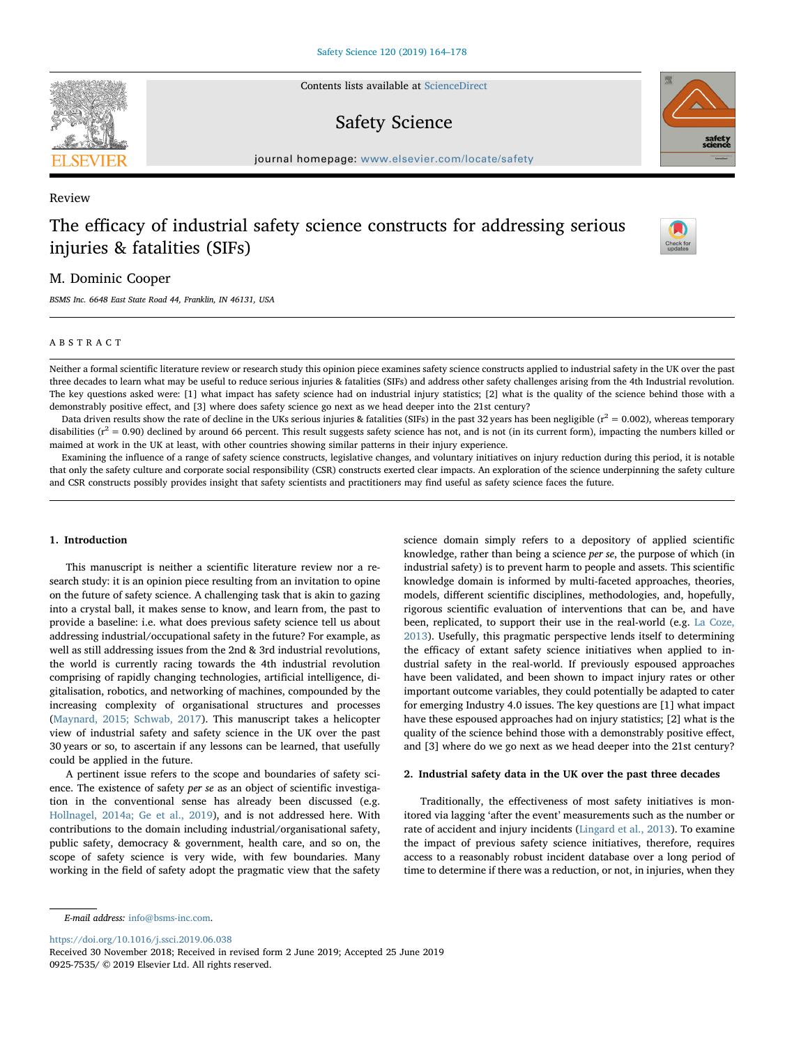Review

# The efficacy of industrial safety science constructs for addressing serious injuries & fatalities (SIFs)

M. Dominic Cooper

*BSMS Inc. 6648 East State Road 44, Franklin, IN 46131, USA*

## ABSTRACT

Neither a formal scientific literature review or research study this opinion piece examines safety science constructs applied to industrial safety in the UK over the past three decades to learn what may be useful to reduce serious injuries & fatalities (SIFs) and address other safety challenges arising from the 4th Industrial revolution. The key questions asked were: [1] what impact has safety science had on industrial injury statistics; [2] what is the quality of the science behind those with a demonstrably positive effect, and [3] where does safety science go next as we head deeper into the 21st century?

Data driven results show the rate of decline in the UKs serious injuries & fatalities (SIFs) in the past 32 years has been negligible ($r^2 = 0.002$), whereas temporary disabilities ($r^2 = 0.90$) declined by around 66 percent. This result suggests safety science has not, and is not (in its current form), impacting the numbers killed or maimed at work in the UK at least, with other countries showing similar patterns in their injury experience.

Examining the influence of a range of safety science constructs, legislative changes, and voluntary initiatives on injury reduction during this period, it is notable that only the safety culture and corporate social responsibility (CSR) constructs exerted clear impacts. An exploration of the science underpinning the safety culture and CSR constructs possibly provides insight that safety scientists and practitioners may find useful as safety science faces the future.

## 1. Introduction

This manuscript is neither a scientific literature review nor a research study: it is an opinion piece resulting from an invitation to opine on the future of safety science. A challenging task that is akin to gazing into a crystal ball, it makes sense to know, and learn from, the past to provide a baseline: i.e. what does previous safety science tell us about addressing industrial/occupational safety in the future? For example, as well as still addressing issues from the 2nd & 3rd industrial revolutions, the world is currently racing towards the 4th industrial revolution comprising of rapidly changing technologies, artificial intelligence, digitalisation, robotics, and networking of machines, compounded by the increasing complexity of organisational structures and processes (Maynard, 2015; Schwab, 2017). This manuscript takes a helicopter view of industrial safety and safety science in the UK over the past 30 years or so, to ascertain if any lessons can be learned, that usefully could be applied in the future.

A pertinent issue refers to the scope and boundaries of safety science. The existence of safety *per se* as an object of scientific investigation in the conventional sense has already been discussed (e.g. Hollnagel, 2014a; Ge et al., 2019), and is not addressed here. With contributions to the domain including industrial/organisational safety, public safety, democracy & government, health care, and so on, the scope of safety science is very wide, with few boundaries. Many working in the field of safety adopt the pragmatic view that the safety science domain simply refers to a depository of applied scientific knowledge, rather than being a science *per se*, the purpose of which (in industrial safety) is to prevent harm to people and assets. This scientific knowledge domain is informed by multi-faceted approaches, theories, models, different scientific disciplines, methodologies, and, hopefully, rigorous scientific evaluation of interventions that can be, and have been, replicated, to support their use in the real-world (e.g. La Coze, 2013). Usefully, this pragmatic perspective lends itself to determining the efficacy of extant safety science initiatives when applied to industrial safety in the real-world. If previously espoused approaches have been validated, and been shown to impact injury rates or other important outcome variables, they could potentially be adapted to cater for emerging Industry 4.0 issues. The key questions are [1] what impact have these espoused approaches had on injury statistics; [2] what is the quality of the science behind those with a demonstrably positive effect, and [3] where do we go next as we head deeper into the 21st century?

## 2. Industrial safety data in the UK over the past three decades

Traditionally, the effectiveness of most safety initiatives is monitored via lagging 'after the event' measurements such as the number or rate of accident and injury incidents (Lingard et al., 2013). To examine the impact of previous safety science initiatives, therefore, requires access to a reasonably robust incident database over a long period of time to determine if there was a reduction, or not, in injuries, when they

E-mail address: info@bsms-inc.com.

https://doi.org/10.1016/j.ssci.2019.06.038

Received 30 November 2018; Received in revised form 2 June 2019; Accepted 25 June 2019

0925-7535/ © 2019 Elsevier Ltd. All rights reserved.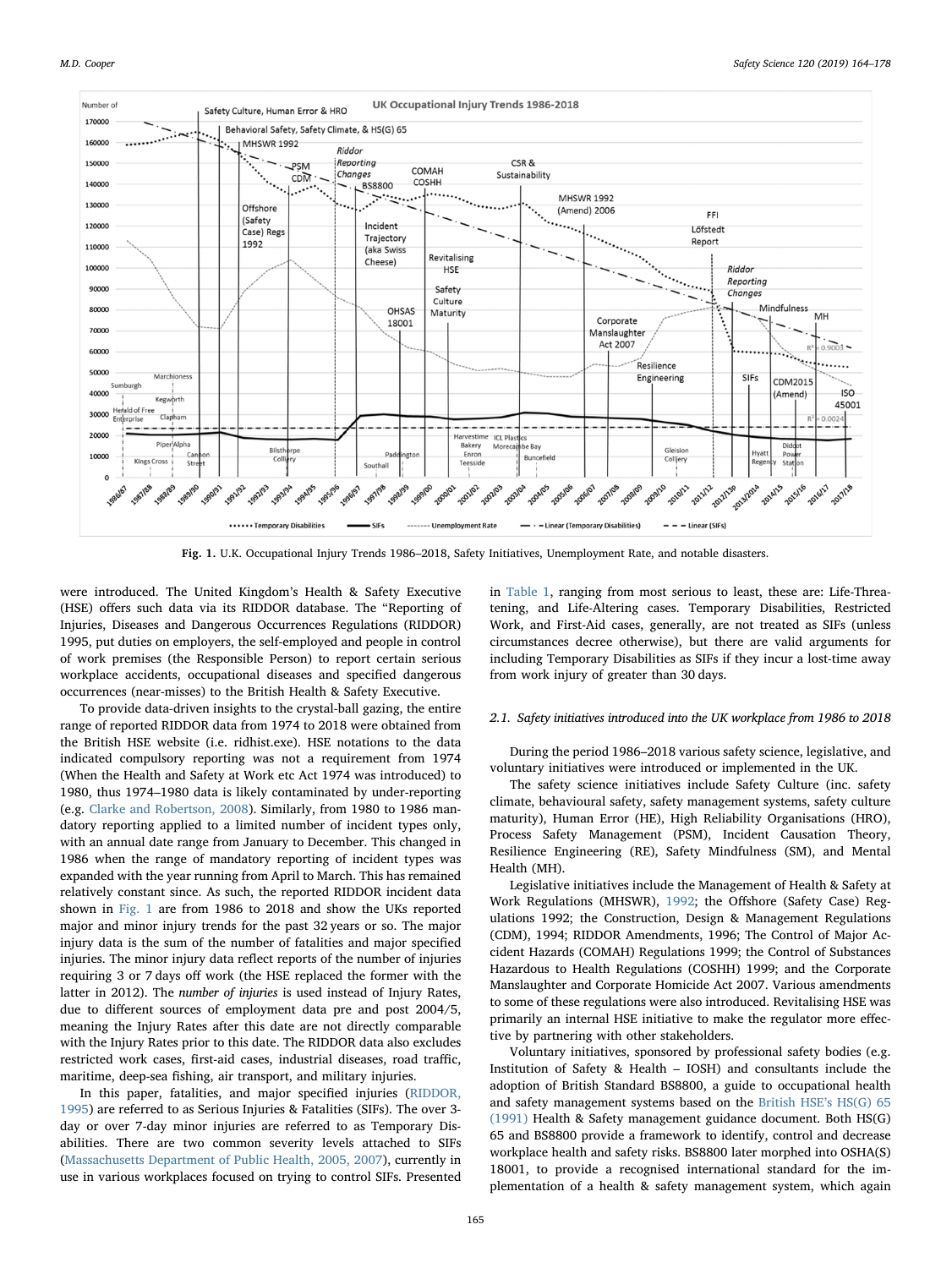Fig. 1. U.K. Occupational Injury Trends 1986–2018, Safety Initiatives, Unemployment Rate, and notable disasters.

were introduced. The United Kingdom's Health & Safety Executive (HSE) offers such data via its RIDDOR database. The "Reporting of Injuries, Diseases and Dangerous Occurrences Regulations (RIDDOR) 1995, put duties on employers, the self-employed and people in control of work premises (the Responsible Person) to report certain serious workplace accidents, occupational diseases and specified dangerous occurrences (near-misses) to the British Health & Safety Executive.

To provide data-driven insights to the crystal-ball gazing, the entire range of reported RIDDOR data from 1974 to 2018 were obtained from the British HSE website (i.e. ridhist.exe). HSE notations to the data indicated compulsory reporting was not a requirement from 1974 (When the Health and Safety at Work etc Act 1974 was introduced) to 1980, thus 1974–1980 data is likely contaminated by under-reporting (e.g. Clarke and Robertson, 2008). Similarly, from 1980 to 1986 mandatory reporting applied to a limited number of incident types only, with an annual date range from January to December. This changed in 1986 when the range of mandatory reporting of incident types was expanded with the year running from April to March. This has remained relatively constant since. As such, the reported RIDDOR incident data shown in Fig. 1 are from 1986 to 2018 and show the UKs reported major and minor injury trends for the past 32 years or so. The major injury data is the sum of the number of fatalities and major specified injuries. The minor injury data reflect reports of the number of injuries requiring 3 or 7 days off work (the HSE replaced the former with the latter in 2012). The *number of injuries* is used instead of Injury Rates, due to different sources of employment data pre and post 2004/5, meaning the Injury Rates after this date are not directly comparable with the Injury Rates prior to this date. The RIDDOR data also excludes restricted work cases, first-aid cases, industrial diseases, road traffic, maritime, deep-sea fishing, air transport, and military injuries.

In this paper, fatalities, and major specified injuries (RIDDOR, 1995) are referred to as Serious Injuries & Fatalities (SIFs). The over 3-day or over 7-day minor injuries are referred to as Temporary Disabilities. There are two common severity levels attached to SIFs (Massachusetts Department of Public Health, 2005, 2007), currently in use in various workplaces focused on trying to control SIFs. Presented in Table 1, ranging from most serious to least, these are: Life-Threatening, and Life-Altering cases. Temporary Disabilities, Restricted Work, and First-Aid cases, generally, are not treated as SIFs (unless circumstances decree otherwise), but there are valid arguments for including Temporary Disabilities as SIFs if they incur a lost-time away from work injury of greater than 30 days.

### 2.1. Safety initiatives introduced into the UK workplace from 1986 to 2018

During the period 1986–2018 various safety science, legislative, and voluntary initiatives were introduced or implemented in the UK.

The safety science initiatives include Safety Culture (inc. safety climate, behavioural safety, safety management systems, safety culture maturity), Human Error (HE), High Reliability Organisations (HRO), Process Safety Management (PSM), Incident Causation Theory, Resilience Engineering (RE), Safety Mindfulness (SM), and Mental Health (MH).

Legislative initiatives include the Management of Health & Safety at Work Regulations (MHSWR), 1992; the Offshore (Safety Case) Regulations 1992; the Construction, Design & Management Regulations (CDM), 1994; RIDDOR Amendments, 1996; The Control of Major Accident Hazards (COMAH) Regulations 1999; the Control of Substances Hazardous to Health Regulations (COSHH) 1999; and the Corporate Manslaughter and Corporate Homicide Act 2007. Various amendments to some of these regulations were also introduced. Revitalising HSE was primarily an internal HSE initiative to make the regulator more effective by partnering with other stakeholders.

Voluntary initiatives, sponsored by professional safety bodies (e.g. Institution of Safety & Health – IOSH) and consultants include the adoption of British Standard BS8800, a guide to occupational health and safety management systems based on the British HSE's HS(G) 65 (1991) Health & Safety management guidance document. Both HS(G) 65 and BS8800 provide a framework to identify, control and decrease workplace health and safety risks. BS8800 later morphed into OSHA(S) 18001, to provide a recognised international standard for the implementation of a health & safety management system, which again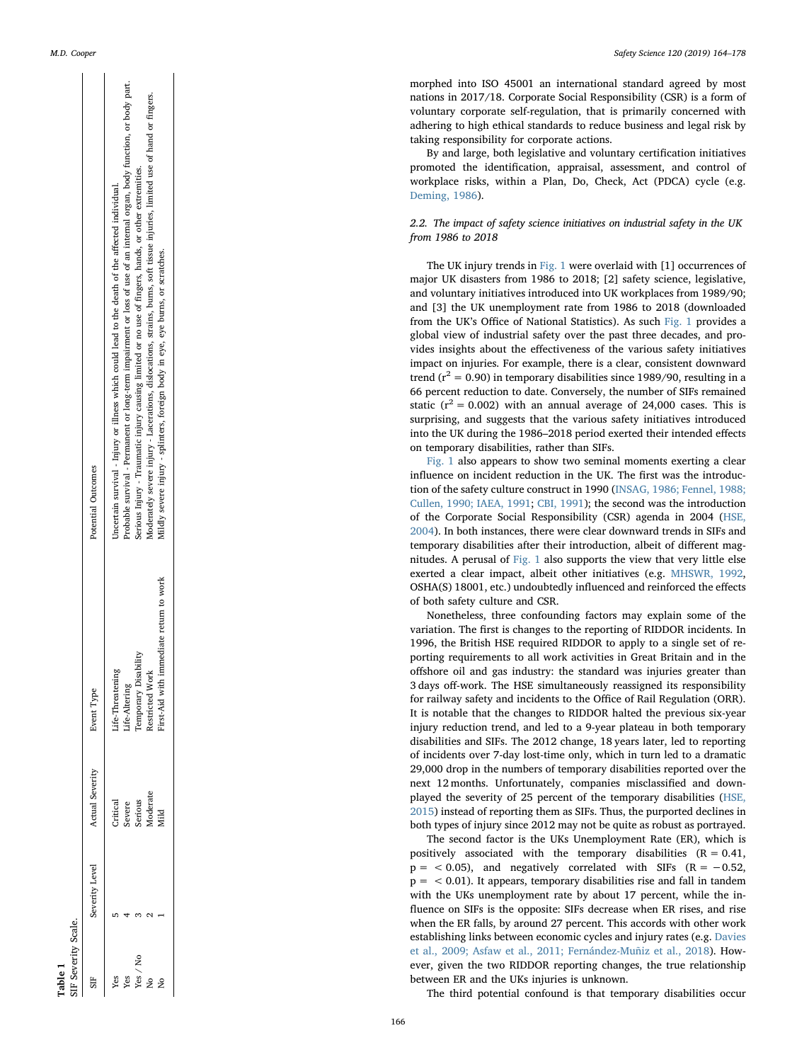**Table 1**
SIF Severity Scale.

| SIF | Severity Level | Actual Severity | Event Type | Potential Outcomes |
|---|---|---|---|---|
| Yes | 5 | Critical | Life-Threatening | Uncertain survival - Injury or illness which could lead to the death of the affected individual. |
| Yes | 4 | Severe | Life-Altering | Probable survival - Permanent or long-term impairment or loss of use of an internal organ, body function, or body part. |
| Yes / No | 3 | Serious | Temporary Disability | Serious Injury - Traumatic injury causing limited or no use of fingers, hands, or other extremities. |
| No | 2 | Moderate | Restricted Work | Moderately severe injury - Lacerations, dislocations, strains, burns, soft tissue injuries, limited use of hand or fingers. |
| No | 1 | Mild | First-Aid with immediate return to work | Mildly severe injury - splinters, foreign body in eye, eye burns, or scratches. |

morphed into ISO 45001 an international standard agreed by most nations in 2017/18. Corporate Social Responsibility (CSR) is a form of voluntary corporate self-regulation, that is primarily concerned with adhering to high ethical standards to reduce business and legal risk by taking responsibility for corporate actions.

By and large, both legislative and voluntary certification initiatives promoted the identification, appraisal, assessment, and control of workplace risks, within a Plan, Do, Check, Act (PDCA) cycle (e.g. Deming, 1986).

### 2.2. The impact of safety science initiatives on industrial safety in the UK from 1986 to 2018

The UK injury trends in Fig. 1 were overlaid with [1] occurrences of major UK disasters from 1986 to 2018; [2] safety science, legislative, and voluntary initiatives introduced into UK workplaces from 1989/90; and [3] the UK unemployment rate from 1986 to 2018 (downloaded from the UK's Office of National Statistics). As such Fig. 1 provides a global view of industrial safety over the past three decades, and provides insights about the effectiveness of the various safety initiatives impact on injuries. For example, there is a clear, consistent downward trend ($r^2 = 0.90$) in temporary disabilities since 1989/90, resulting in a 66 percent reduction to date. Conversely, the number of SIFs remained static ($r^2 = 0.002$) with an annual average of 24,000 cases. This is surprising, and suggests that the various safety initiatives introduced into the UK during the 1986–2018 period exerted their intended effects on temporary disabilities, rather than SIFs.

Fig. 1 also appears to show two seminal moments exerting a clear influence on incident reduction in the UK. The first was the introduction of the safety culture construct in 1990 (INSAG, 1986; Fennel, 1988; Cullen, 1990; IAEA, 1991; CBI, 1991); the second was the introduction of the Corporate Social Responsibility (CSR) agenda in 2004 (HSE, 2004). In both instances, there were clear downward trends in SIFs and temporary disabilities after their introduction, albeit of different magnitudes. A perusal of Fig. 1 also supports the view that very little else exerted a clear impact, albeit other initiatives (e.g. MHSWR, 1992, OSHA(S) 18001, etc.) undoubtedly influenced and reinforced the effects of both safety culture and CSR.

Nonetheless, three confounding factors may explain some of the variation. The first is changes to the reporting of RIDDOR incidents. In 1996, the British HSE required RIDDOR to apply to a single set of reporting requirements to all work activities in Great Britain and in the offshore oil and gas industry: the standard was injuries greater than 3 days off-work. The HSE simultaneously reassigned its responsibility for railway safety and incidents to the Office of Rail Regulation (ORR). It is notable that the changes to RIDDOR halted the previous six-year injury reduction trend, and led to a 9-year plateau in both temporary disabilities and SIFs. The 2012 change, 18 years later, led to reporting of incidents over 7-day lost-time only, which in turn led to a dramatic 29,000 drop in the numbers of temporary disabilities reported over the next 12 months. Unfortunately, companies misclassified and downplayed the severity of 25 percent of the temporary disabilities (HSE, 2015) instead of reporting them as SIFs. Thus, the purported declines in both types of injury since 2012 may not be quite as robust as portrayed.

The second factor is the UKs Unemployment Rate (ER), which is positively associated with the temporary disabilities ($R = 0.41$, $p = < 0.05$), and negatively correlated with SIFs ($R = -0.52$, $p = < 0.01$). It appears, temporary disabilities rise and fall in tandem with the UKs unemployment rate by about 17 percent, while the influence on SIFs is the opposite: SIFs decrease when ER rises, and rise when the ER falls, by around 27 percent. This accords with other work establishing links between economic cycles and injury rates (e.g. Davies et al., 2009; Asfaw et al., 2011; Fernández-Muñiz et al., 2018). However, given the two RIDDOR reporting changes, the true relationship between ER and the UKs injuries is unknown.

The third potential confound is that temporary disabilities occur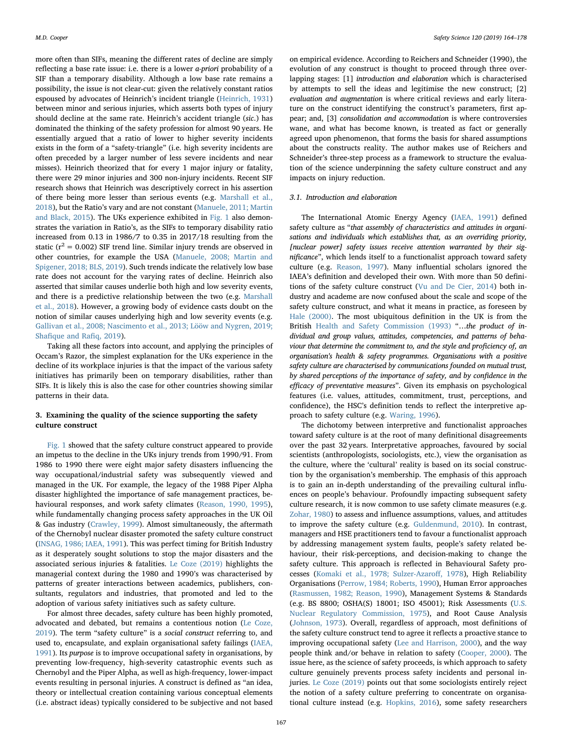more often than SIFs, meaning the different rates of decline are simply reflecting a base rate issue: i.e. there is a lower *a-priori* probability of a SIF than a temporary disability. Although a low base rate remains a possibility, the issue is not clear-cut: given the relatively constant ratios espoused by advocates of Heinrich's incident triangle (Heinrich, 1931) between minor and serious injuries, which asserts both types of injury should decline at the same rate. Heinrich's accident triangle (*sic.*) has dominated the thinking of the safety profession for almost 90 years. He essentially argued that a ratio of lower to higher severity incidents exists in the form of a "safety-triangle" (i.e. high severity incidents are often preceded by a larger number of less severe incidents and near misses). Heinrich theorized that for every 1 major injury or fatality, there were 29 minor injuries and 300 non-injury incidents. Recent SIF research shows that Heinrich was descriptively correct in his assertion of there being more lesser than serious events (e.g. Marshall et al., 2018), but the Ratio's vary and are not constant (Manuele, 2011; Martin and Black, 2015). The UKs experience exhibited in Fig. 1 also demonstrates the variation in Ratio's, as the SIFs to temporary disability ratio increased from 0.13 in 1986/7 to 0.35 in 2017/18 resulting from the static ($r^2 = 0.002$) SIF trend line. Similar injury trends are observed in other countries, for example the USA (Manuele, 2008; Martin and Spigener, 2018; BLS, 2019). Such trends indicate the relatively low base rate does not account for the varying rates of decline. Heinrich also asserted that similar causes underlie both high and low severity events, and there is a predictive relationship between the two (e.g. Marshall et al., 2018). However, a growing body of evidence casts doubt on the notion of similar causes underlying high and low severity events (e.g. Gallivan et al., 2008; Nascimento et al., 2013; Lööw and Nygren, 2019; Shafique and Rafiq, 2019).

Taking all these factors into account, and applying the principles of Occam's Razor, the simplest explanation for the UKs experience in the decline of its workplace injuries is that the impact of the various safety initiatives has primarily been on temporary disabilities, rather than SIFs. It is likely this is also the case for other countries showing similar patterns in their data.

## 3. Examining the quality of the science supporting the safety culture construct

Fig. 1 showed that the safety culture construct appeared to provide an impetus to the decline in the UKs injury trends from 1990/91. From 1986 to 1990 there were eight major safety disasters influencing the way occupational/industrial safety was subsequently viewed and managed in the UK. For example, the legacy of the 1988 Piper Alpha disaster highlighted the importance of safe management practices, behavioural responses, and work safety climates (Reason, 1990, 1995), while fundamentally changing process safety approaches in the UK Oil & Gas industry (Crawley, 1999). Almost simultaneously, the aftermath of the Chernobyl nuclear disaster promoted the safety culture construct (INSAG, 1986; IAEA, 1991). This was perfect timing for British Industry as it desperately sought solutions to stop the major disasters and the associated serious injuries & fatalities. Le Coze (2019) highlights the managerial context during the 1980 and 1990's was characterised by patterns of greater interactions between academics, publishers, consultants, regulators and industries, that promoted and led to the adoption of various safety initiatives such as safety culture.

For almost three decades, safety culture has been highly promoted, advocated and debated, but remains a contentious notion (Le Coze, 2019). The term "safety culture" is a *social construct* referring to, and used to, encapsulate, and explain organisational safety failings (IAEA, 1991). Its *purpose* is to improve occupational safety in organisations, by preventing low-frequency, high-severity catastrophic events such as Chernobyl and the Piper Alpha, as well as high-frequency, lower-impact events resulting in personal injuries. A construct is defined as "an idea, theory or intellectual creation containing various conceptual elements (i.e. abstract ideas) typically considered to be subjective and not based on empirical evidence. According to Reichers and Schneider (1990), the evolution of any construct is thought to proceed through three overlapping stages: [1] *introduction and elaboration* which is characterised by attempts to sell the ideas and legitimise the new construct; [2] *evaluation and augmentation* is where critical reviews and early literature on the construct identifying the construct's parameters, first appear; and, [3] *consolidation and accommodation* is where controversies wane, and what has become known, is treated as fact or generally agreed upon phenomenon, that forms the basis for shared assumptions about the constructs reality. The author makes use of Reichers and Schneider's three-step process as a framework to structure the evaluation of the science underpinning the safety culture construct and any impacts on injury reduction.

### 3.1. Introduction and elaboration

The International Atomic Energy Agency (IAEA, 1991) defined safety culture as "*that assembly of characteristics and attitudes in organisations and individuals which establishes that, as an overriding priority, [nuclear power] safety issues receive attention warranted by their significance*", which lends itself to a functionalist approach toward safety culture (e.g. Reason, 1997). Many influential scholars ignored the IAEA's definition and developed their own. With more than 50 definitions of the safety culture construct (Vu and De Cier, 2014) both industry and academe are now confused about the scale and scope of the safety culture construct, and what it means in practice, as foreseen by Hale (2000). The most ubiquitous definition in the UK is from the British Health and Safety Commission (1993) "*…the product of individual and group values, attitudes, competencies, and patterns of behaviour that determine the commitment to, and the style and proficiency of, an organisation's health & safety programmes. Organisations with a positive safety culture are characterised by communications founded on mutual trust, by shared perceptions of the importance of safety, and by confidence in the efficacy of preventative measures*". Given its emphasis on psychological features (i.e. values, attitudes, commitment, trust, perceptions, and confidence), the HSC's definition tends to reflect the interpretive approach to safety culture (e.g. Waring, 1996).

The dichotomy between interpretive and functionalist approaches toward safety culture is at the root of many definitional disagreements over the past 32 years. Interpretative approaches, favoured by social scientists (anthropologists, sociologists, etc.), view the organisation as the culture, where the 'cultural' reality is based on its social construction by the organisation's membership. The emphasis of this approach is to gain an in-depth understanding of the prevailing cultural influences on people's behaviour. Profoundly impacting subsequent safety culture research, it is now common to use safety climate measures (e.g. Zohar, 1980) to assess and influence assumptions, values, and attitudes to improve the safety culture (e.g. Guldenmund, 2010). In contrast, managers and HSE practitioners tend to favour a functionalist approach by addressing management system faults, people's safety related behaviour, their risk-perceptions, and decision-making to change the safety culture. This approach is reflected in Behavioural Safety processes (Komaki et al., 1978; Sulzer-Azaroff, 1978), High Reliability Organisations (Perrow, 1984; Roberts, 1990), Human Error approaches (Rasmussen, 1982; Reason, 1990), Management Systems & Standards (e.g. BS 8800; OSHA(S) 18001; ISO 45001); Risk Assessments (U.S. Nuclear Regulatory Commission, 1975), and Root Cause Analysis (Johnson, 1973). Overall, regardless of approach, most definitions of the safety culture construct tend to agree it reflects a proactive stance to improving occupational safety (Lee and Harrison, 2000), and the way people think and/or behave in relation to safety (Cooper, 2000). The issue here, as the science of safety proceeds, is which approach to safety culture genuinely prevents process safety incidents and personal injuries. Le Coze (2019) points out that some sociologists entirely reject the notion of a safety culture preferring to concentrate on organisational culture instead (e.g. Hopkins, 2016), some safety researchers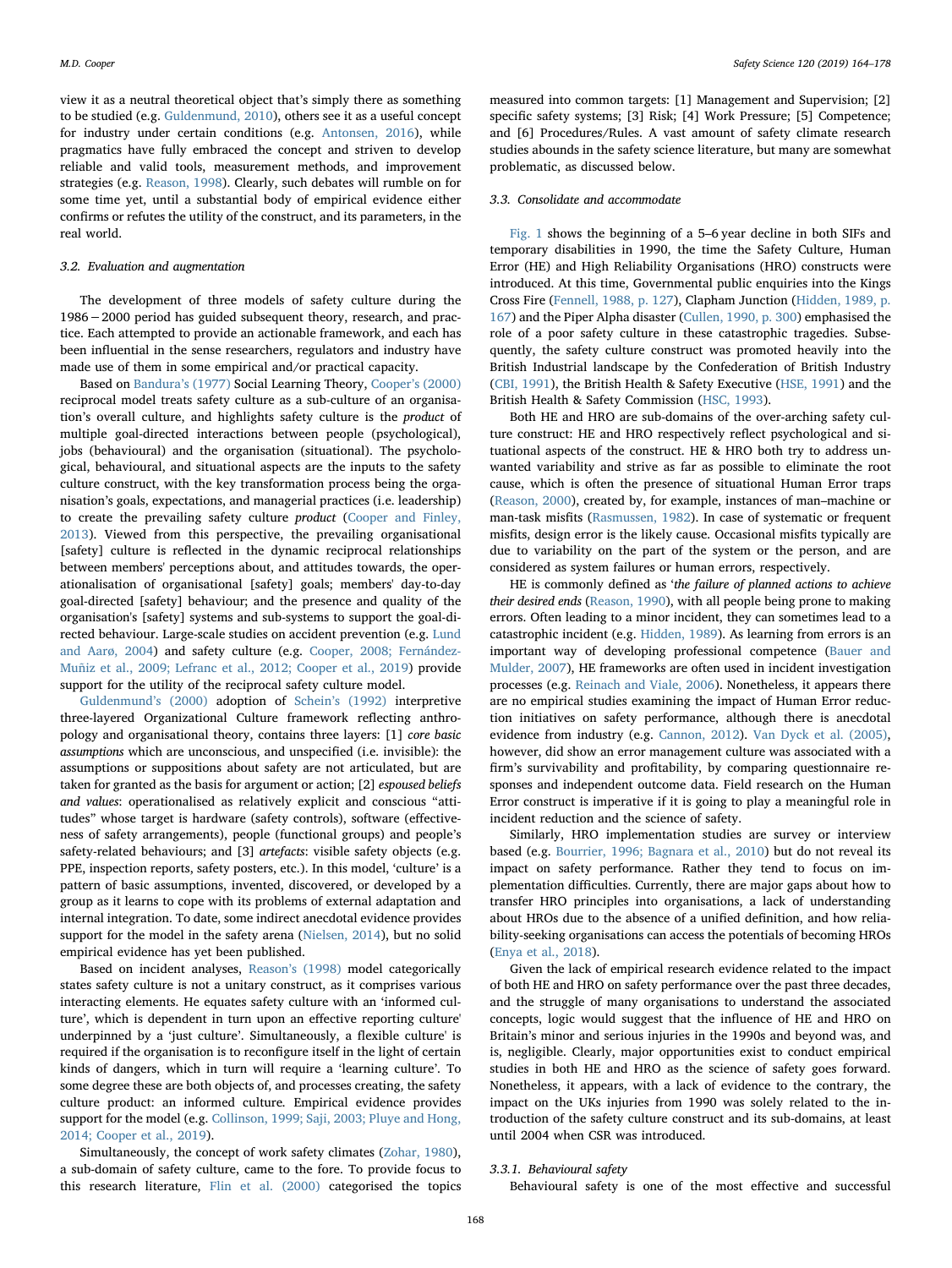view it as a neutral theoretical object that's simply there as something to be studied (e.g. Guldenmund, 2010), others see it as a useful concept for industry under certain conditions (e.g. Antonsen, 2016), while pragmatics have fully embraced the concept and striven to develop reliable and valid tools, measurement methods, and improvement strategies (e.g. Reason, 1998). Clearly, such debates will rumble on for some time yet, until a substantial body of empirical evidence either confirms or refutes the utility of the construct, and its parameters, in the real world.

### 3.2. Evaluation and augmentation

The development of three models of safety culture during the 1986 − 2000 period has guided subsequent theory, research, and practice. Each attempted to provide an actionable framework, and each has been influential in the sense researchers, regulators and industry have made use of them in some empirical and/or practical capacity.

Based on Bandura's (1977) Social Learning Theory, Cooper's (2000) reciprocal model treats safety culture as a sub-culture of an organisation's overall culture, and highlights safety culture is the *product* of multiple goal-directed interactions between people (psychological), jobs (behavioural) and the organisation (situational). The psychological, behavioural, and situational aspects are the inputs to the safety culture construct, with the key transformation process being the organisation's goals, expectations, and managerial practices (i.e. leadership) to create the prevailing safety culture *product* (Cooper and Finley, 2013). Viewed from this perspective, the prevailing organisational [safety] culture is reflected in the dynamic reciprocal relationships between members' perceptions about, and attitudes towards, the operationalisation of organisational [safety] goals; members' day-to-day goal-directed [safety] behaviour; and the presence and quality of the organisation's [safety] systems and sub-systems to support the goal-directed behaviour. Large-scale studies on accident prevention (e.g. Lund and Aarø, 2004) and safety culture (e.g. Cooper, 2008; Fernández-Muñiz et al., 2009; Lefranc et al., 2012; Cooper et al., 2019) provide support for the utility of the reciprocal safety culture model.

Guldenmund's (2000) adoption of Schein's (1992) interpretive three-layered Organizational Culture framework reflecting anthropology and organisational theory, contains three layers: [1] *core basic assumptions* which are unconscious, and unspecified (i.e. invisible): the assumptions or suppositions about safety are not articulated, but are taken for granted as the basis for argument or action; [2] *espoused beliefs and values*: operationalised as relatively explicit and conscious "attitudes" whose target is hardware (safety controls), software (effectiveness of safety arrangements), people (functional groups) and people's safety-related behaviours; and [3] *artefacts*: visible safety objects (e.g. PPE, inspection reports, safety posters, etc.). In this model, 'culture' is a pattern of basic assumptions, invented, discovered, or developed by a group as it learns to cope with its problems of external adaptation and internal integration. To date, some indirect anecdotal evidence provides support for the model in the safety arena (Nielsen, 2014), but no solid empirical evidence has yet been published.

Based on incident analyses, Reason's (1998) model categorically states safety culture is not a unitary construct, as it comprises various interacting elements. He equates safety culture with an 'informed culture', which is dependent in turn upon an effective reporting culture' underpinned by a 'just culture'. Simultaneously, a flexible culture' is required if the organisation is to reconfigure itself in the light of certain kinds of dangers, which in turn will require a 'learning culture'. To some degree these are both objects of, and processes creating, the safety culture product: an informed culture. Empirical evidence provides support for the model (e.g. Collinson, 1999; Saji, 2003; Pluye and Hong, 2014; Cooper et al., 2019).

Simultaneously, the concept of work safety climates (Zohar, 1980), a sub-domain of safety culture, came to the fore. To provide focus to this research literature, Flin et al. (2000) categorised the topics measured into common targets: [1] Management and Supervision; [2] specific safety systems; [3] Risk; [4] Work Pressure; [5] Competence; and [6] Procedures/Rules. A vast amount of safety climate research studies abounds in the safety science literature, but many are somewhat problematic, as discussed below.

### 3.3. Consolidate and accommodate

Fig. 1 shows the beginning of a 5–6 year decline in both SIFs and temporary disabilities in 1990, the time the Safety Culture, Human Error (HE) and High Reliability Organisations (HRO) constructs were introduced. At this time, Governmental public enquiries into the Kings Cross Fire (Fennell, 1988, p. 127), Clapham Junction (Hidden, 1989, p. 167) and the Piper Alpha disaster (Cullen, 1990, p. 300) emphasised the role of a poor safety culture in these catastrophic tragedies. Subsequently, the safety culture construct was promoted heavily into the British Industrial landscape by the Confederation of British Industry (CBI, 1991), the British Health & Safety Executive (HSE, 1991) and the British Health & Safety Commission (HSC, 1993).

Both HE and HRO are sub-domains of the over-arching safety culture construct: HE and HRO respectively reflect psychological and situational aspects of the construct. HE & HRO both try to address unwanted variability and strive as far as possible to eliminate the root cause, which is often the presence of situational Human Error traps (Reason, 2000), created by, for example, instances of man–machine or man-task misfits (Rasmussen, 1982). In case of systematic or frequent misfits, design error is the likely cause. Occasional misfits typically are due to variability on the part of the system or the person, and are considered as system failures or human errors, respectively.

HE is commonly defined as '*the failure of planned actions to achieve their desired ends* (Reason, 1990), with all people being prone to making errors. Often leading to a minor incident, they can sometimes lead to a catastrophic incident (e.g. Hidden, 1989). As learning from errors is an important way of developing professional competence (Bauer and Mulder, 2007), HE frameworks are often used in incident investigation processes (e.g. Reinach and Viale, 2006). Nonetheless, it appears there are no empirical studies examining the impact of Human Error reduction initiatives on safety performance, although there is anecdotal evidence from industry (e.g. Cannon, 2012). Van Dyck et al. (2005), however, did show an error management culture was associated with a firm's survivability and profitability, by comparing questionnaire responses and independent outcome data. Field research on the Human Error construct is imperative if it is going to play a meaningful role in incident reduction and the science of safety.

Similarly, HRO implementation studies are survey or interview based (e.g. Bourrier, 1996; Bagnara et al., 2010) but do not reveal its impact on safety performance. Rather they tend to focus on implementation difficulties. Currently, there are major gaps about how to transfer HRO principles into organisations, a lack of understanding about HROs due to the absence of a unified definition, and how reliability-seeking organisations can access the potentials of becoming HROs (Enya et al., 2018).

Given the lack of empirical research evidence related to the impact of both HE and HRO on safety performance over the past three decades, and the struggle of many organisations to understand the associated concepts, logic would suggest that the influence of HE and HRO on Britain's minor and serious injuries in the 1990s and beyond was, and is, negligible. Clearly, major opportunities exist to conduct empirical studies in both HE and HRO as the science of safety goes forward. Nonetheless, it appears, with a lack of evidence to the contrary, the impact on the UKs injuries from 1990 was solely related to the introduction of the safety culture construct and its sub-domains, at least until 2004 when CSR was introduced.

#### 3.3.1. Behavioural safety

Behavioural safety is one of the most effective and successful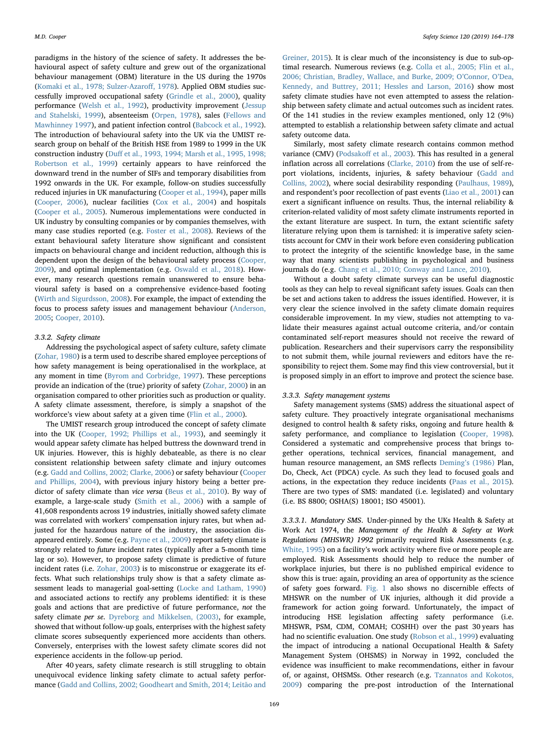paradigms in the history of the science of safety. It addresses the behavioural aspect of safety culture and grew out of the organizational behaviour management (OBM) literature in the US during the 1970s (Komaki et al., 1978; Sulzer-Azaroff, 1978). Applied OBM studies successfully improved occupational safety (Grindle et al., 2000), quality performance (Welsh et al., 1992), productivity improvement (Jessup and Stahelski, 1999), absenteeism (Orpen, 1978), sales (Fellows and Mawhinney 1997), and patient infection control (Babcock et al., 1992). The introduction of behavioural safety into the UK via the UMIST research group on behalf of the British HSE from 1989 to 1999 in the UK construction industry (Duff et al., 1993, 1994; Marsh et al., 1995, 1998; Robertson et al., 1999) certainly appears to have reinforced the downward trend in the number of SIFs and temporary disabilities from 1992 onwards in the UK. For example, follow-on studies successfully reduced injuries in UK manufacturing (Cooper et al., 1994), paper mills (Cooper, 2006), nuclear facilities (Cox et al., 2004) and hospitals (Cooper et al., 2005). Numerous implementations were conducted in UK industry by consulting companies or by companies themselves, with many case studies reported (e.g. Foster et al., 2008). Reviews of the extant behavioural safety literature show significant and consistent impacts on behavioural change and incident reduction, although this is dependent upon the design of the behavioural safety process (Cooper, 2009), and optimal implementation (e.g. Oswald et al., 2018). However, many research questions remain unanswered to ensure behavioural safety is based on a comprehensive evidence-based footing (Wirth and Sigurdsson, 2008). For example, the impact of extending the focus to process safety issues and management behaviour (Anderson, 2005; Cooper, 2010).

#### 3.3.2. Safety climate

Addressing the psychological aspect of safety culture, safety climate (Zohar, 1980) is a term used to describe shared employee perceptions of how safety management is being operationalised in the workplace, at any moment in time (Byrom and Corbridge, 1997). These perceptions provide an indication of the (true) priority of safety (Zohar, 2000) in an organisation compared to other priorities such as production or quality. A safety climate assessment, therefore, is simply a snapshot of the workforce's view about safety at a given time (Flin et al., 2000).

The UMIST research group introduced the concept of safety climate into the UK (Cooper, 1992; Phillips et al., 1993), and seemingly it would appear safety climate has helped buttress the downward trend in UK injuries. However, this is highly debateable, as there is no clear consistent relationship between safety climate and injury outcomes (e.g. Gadd and Collins, 2002; Clarke, 2006) or safety behaviour (Cooper and Phillips, 2004), with previous injury history being a better predictor of safety climate than *vice versa* (Beus et al., 2010). By way of example, a large-scale study (Smith et al., 2006) with a sample of 41,608 respondents across 19 industries, initially showed safety climate was correlated with workers' compensation injury rates, but when adjusted for the hazardous nature of the industry, the association disappeared entirely. Some (e.g. Payne et al., 2009) report safety climate is strongly related to *future* incident rates (typically after a 5-month time lag or so). However, to propose safety climate is predictive of future incident rates (i.e. Zohar, 2003) is to misconstrue or exaggerate its effects. What such relationships truly show is that a safety climate assessment leads to managerial goal-setting (Locke and Latham, 1990) and associated actions to rectify any problems identified: it is these goals and actions that are predictive of future performance, *not* the safety climate *per se*. Dyreborg and Mikkelsen, (2003), for example, showed that without follow-up goals, enterprises with the highest safety climate scores subsequently experienced more accidents than others. Conversely, enterprises with the lowest safety climate scores did not experience accidents in the follow-up period.

After 40 years, safety climate research is still struggling to obtain unequivocal evidence linking safety climate to actual safety performance (Gadd and Collins, 2002; Goodheart and Smith, 2014; Leitão and Greiner, 2015). It is clear much of the inconsistency is due to sub-optimal research. Numerous reviews (e.g. Colla et al., 2005; Flin et al., 2006; Christian, Bradley, Wallace, and Burke, 2009; O'Connor, O'Dea, Kennedy, and Buttrey, 2011; Hessles and Larson, 2016) show most safety climate studies have not even attempted to assess the relationship between safety climate and actual outcomes such as incident rates. Of the 141 studies in the review examples mentioned, only 12 (9%) attempted to establish a relationship between safety climate and actual safety outcome data.

Similarly, most safety climate research contains common method variance (CMV) (Podsakoff et al., 2003). This has resulted in a general inflation across all correlations (Clarke, 2010) from the use of self-report violations, incidents, injuries, & safety behaviour (Gadd and Collins, 2002), where social desirability responding (Paulhaus, 1989), and respondent's poor recollection of past events (Liao et al., 2001) can exert a significant influence on results. Thus, the internal reliability & criterion-related validity of most safety climate instruments reported in the extant literature are suspect. In turn, the extant scientific safety literature relying upon them is tarnished: it is imperative safety scientists account for CMV in their work before even considering publication to protect the integrity of the scientific knowledge base, in the same way that many scientists publishing in psychological and business journals do (e.g. Chang et al., 2010; Conway and Lance, 2010).

Without a doubt safety climate surveys can be useful diagnostic tools as they can help to reveal significant safety issues. Goals can then be set and actions taken to address the issues identified. However, it is very clear the science involved in the safety climate domain requires considerable improvement. In my view, studies not attempting to validate their measures against actual outcome criteria, and/or contain contaminated self-report measures should not receive the reward of publication. Researchers and their supervisors carry the responsibility to not submit them, while journal reviewers and editors have the responsibility to reject them. Some may find this view controversial, but it is proposed simply in an effort to improve and protect the science base.

#### 3.3.3. Safety management systems

Safety management systems (SMS) address the situational aspect of safety culture. They proactively integrate organisational mechanisms designed to control health & safety risks, ongoing and future health & safety performance, and compliance to legislation (Cooper, 1998). Considered a systematic and comprehensive process that brings together operations, technical services, financial management, and human resource management, an SMS reflects Deming's (1986) Plan, Do, Check, Act (PDCA) cycle. As such they lead to focused goals and actions, in the expectation they reduce incidents (Paas et al., 2015). There are two types of SMS: mandated (i.e. legislated) and voluntary (i.e. BS 8800; OSHA(S) 18001; ISO 45001).

3.3.3.1. *Mandatory SMS*. Under-pinned by the UKs Health & Safety at Work Act 1974, the *Management of the Health & Safety at Work Regulations (MHSWR) 1992* primarily required Risk Assessments (e.g. White, 1995) on a facility's work activity where five or more people are employed. Risk Assessments should help to reduce the number of workplace injuries, but there is no published empirical evidence to show this is true: again, providing an area of opportunity as the science of safety goes forward. Fig. 1 also shows no discernible effects of MHSWR on the number of UK injuries, although it did provide a framework for action going forward. Unfortunately, the impact of introducing HSE legislation affecting safety performance (i.e. MHSWR, PSM, CDM, COMAH; COSHH) over the past 30 years has had no scientific evaluation. One study (Robson et al., 1999) evaluating the impact of introducing a national Occupational Health & Safety Management System (OHSMS) in Norway in 1992, concluded the evidence was insufficient to make recommendations, either in favour of, or against, OHSMSs. Other research (e.g. Tzannatos and Kokotos, 2009) comparing the pre-post introduction of the International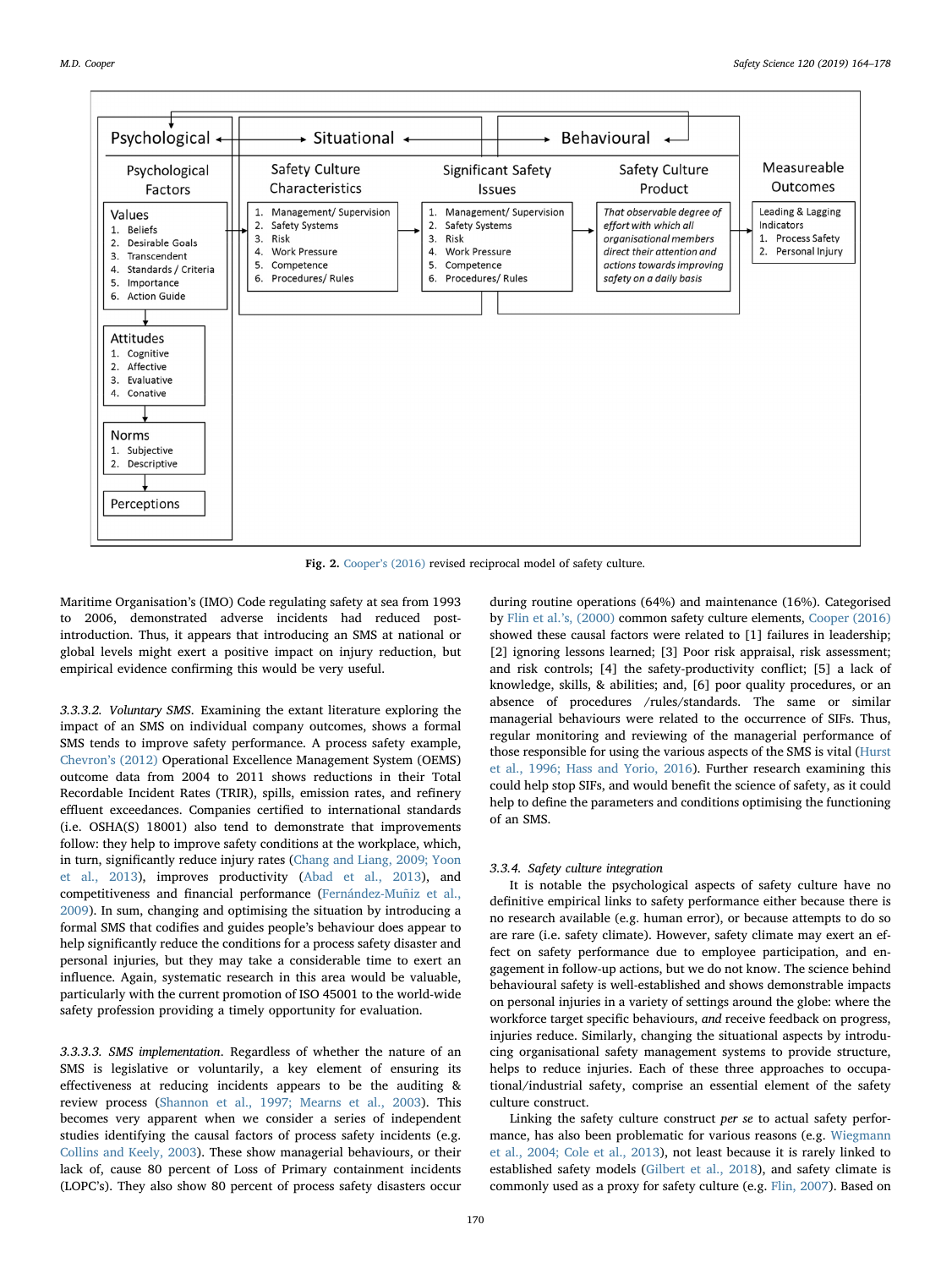| Psychological | Situational | | Behavioural | |
|---|---|---|---|---|
| Psychological Factors | Safety Culture Characteristics | Significant Safety Issues | Safety Culture Product | Measureable Outcomes |
| Values 1. Beliefs 2. Desirable Goals 3. Transcendent 4. Standards / Criteria 5. Importance 6. Action Guide | 1. Management/ Supervision 2. Safety Systems 3. Risk 4. Work Pressure 5. Competence 6. Procedures/ Rules | 1. Management/ Supervision 2. Safety Systems 3. Risk 4. Work Pressure 5. Competence 6. Procedures/ Rules | *That observable degree of effort with which all organisational members direct their attention and actions towards improving safety on a daily basis* | Leading & Lagging Indicators 1. Process Safety 2. Personal Injury |
| Attitudes 1. Cognitive 2. Affective 3. Evaluative 4. Conative | | | | |
| Norms 1. Subjective 2. Descriptive | | | | |
| Perceptions | | | | |

**Fig. 2.** Cooper's (2016) revised reciprocal model of safety culture.

Maritime Organisation's (IMO) Code regulating safety at sea from 1993 to 2006, demonstrated adverse incidents had reduced post-introduction. Thus, it appears that introducing an SMS at national or global levels might exert a positive impact on injury reduction, but empirical evidence confirming this would be very useful.

*3.3.3.2. Voluntary SMS*. Examining the extant literature exploring the impact of an SMS on individual company outcomes, shows a formal SMS tends to improve safety performance. A process safety example, Chevron's (2012) Operational Excellence Management System (OEMS) outcome data from 2004 to 2011 shows reductions in their Total Recordable Incident Rates (TRIR), spills, emission rates, and refinery effluent exceedances. Companies certified to international standards (i.e. OSHA(S) 18001) also tend to demonstrate that improvements follow: they help to improve safety conditions at the workplace, which, in turn, significantly reduce injury rates (Chang and Liang, 2009; Yoon et al., 2013), improves productivity (Abad et al., 2013), and competitiveness and financial performance (Fernández-Muñiz et al., 2009). In sum, changing and optimising the situation by introducing a formal SMS that codifies and guides people's behaviour does appear to help significantly reduce the conditions for a process safety disaster and personal injuries, but they may take a considerable time to exert an influence. Again, systematic research in this area would be valuable, particularly with the current promotion of ISO 45001 to the world-wide safety profession providing a timely opportunity for evaluation.

*3.3.3.3. SMS implementation*. Regardless of whether the nature of an SMS is legislative or voluntarily, a key element of ensuring its effectiveness at reducing incidents appears to be the auditing & review process (Shannon et al., 1997; Mearns et al., 2003). This becomes very apparent when we consider a series of independent studies identifying the causal factors of process safety incidents (e.g. Collins and Keely, 2003). These show managerial behaviours, or their lack of, cause 80 percent of Loss of Primary containment incidents (LOPC's). They also show 80 percent of process safety disasters occur during routine operations (64%) and maintenance (16%). Categorised by Flin et al.'s, (2000) common safety culture elements, Cooper (2016) showed these causal factors were related to [1] failures in leadership; [2] ignoring lessons learned; [3] Poor risk appraisal, risk assessment; and risk controls; [4] the safety-productivity conflict; [5] a lack of knowledge, skills, & abilities; and, [6] poor quality procedures, or an absence of procedures /rules/standards. The same or similar managerial behaviours were related to the occurrence of SIFs. Thus, regular monitoring and reviewing of the managerial performance of those responsible for using the various aspects of the SMS is vital (Hurst et al., 1996; Hass and Yorio, 2016). Further research examining this could help stop SIFs, and would benefit the science of safety, as it could help to define the parameters and conditions optimising the functioning of an SMS.

### 3.3.4. Safety culture integration

It is notable the psychological aspects of safety culture have no definitive empirical links to safety performance either because there is no research available (e.g. human error), or because attempts to do so are rare (i.e. safety climate). However, safety climate may exert an effect on safety performance due to employee participation, and engagement in follow-up actions, but we do not know. The science behind behavioural safety is well-established and shows demonstrable impacts on personal injuries in a variety of settings around the globe: where the workforce target specific behaviours, *and* receive feedback on progress, injuries reduce. Similarly, changing the situational aspects by introducing organisational safety management systems to provide structure, helps to reduce injuries. Each of these three approaches to occupational/industrial safety, comprise an essential element of the safety culture construct.

Linking the safety culture construct *per se* to actual safety performance, has also been problematic for various reasons (e.g. Wiegmann et al., 2004; Cole et al., 2013), not least because it is rarely linked to established safety models (Gilbert et al., 2018), and safety climate is commonly used as a proxy for safety culture (e.g. Flin, 2007). Based on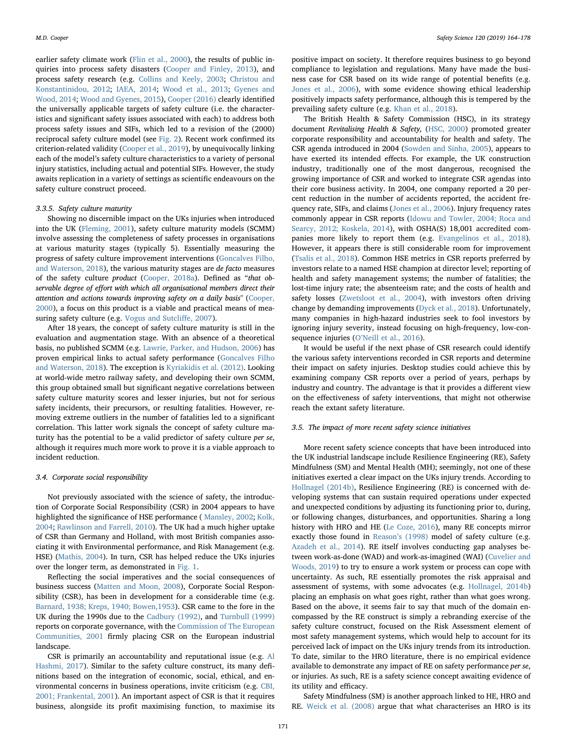earlier safety climate work (Flin et al., 2000), the results of public inquiries into process safety disasters (Cooper and Finley, 2013), and process safety research (e.g. Collins and Keely, 2003; Christou and Konstantinidou, 2012; IAEA, 2014; Wood et al., 2013; Gyenes and Wood, 2014; Wood and Gyenes, 2015), Cooper (2016) clearly identified the universally applicable targets of safety culture (i.e. the characteristics and significant safety issues associated with each) to address both process safety issues and SIFs, which led to a revision of the (2000) reciprocal safety culture model (see Fig. 2). Recent work confirmed its criterion-related validity (Cooper et al., 2019), by unequivocally linking each of the model's safety culture characteristics to a variety of personal injury statistics, including actual and potential SIFs. However, the study awaits replication in a variety of settings as scientific endeavours on the safety culture construct proceed.

#### 3.3.5. Safety culture maturity

Showing no discernible impact on the UKs injuries when introduced into the UK (Fleming, 2001), safety culture maturity models (SCMM) involve assessing the completeness of safety processes in organisations at various maturity stages (typically 5). Essentially measuring the progress of safety culture improvement interventions (Goncalves Filho, and Waterson, 2018), the various maturity stages are *de facto* measures of the safety culture *product* (Cooper, 2018a). Defined as "*that observable degree of effort with which all organisational members direct their attention and actions towards improving safety on a daily basis*" (Cooper, 2000), a focus on this product is a viable and practical means of measuring safety culture (e.g. Vogus and Sutcliffe, 2007).

After 18 years, the concept of safety culture maturity is still in the evaluation and augmentation stage. With an absence of a theoretical basis, no published SCMM (e.g. Lawrie, Parker, and Hudson, 2006) has proven empirical links to actual safety performance (Goncalves Filho and Waterson, 2018). The exception is Kyriakidis et al. (2012). Looking at world-wide metro railway safety, and developing their own SCMM, this group obtained small but significant negative correlations between safety culture maturity scores and lesser injuries, but not for serious safety incidents, their precursors, or resulting fatalities. However, removing extreme outliers in the number of fatalities led to a significant correlation. This latter work signals the concept of safety culture maturity has the potential to be a valid predictor of safety culture *per se*, although it requires much more work to prove it is a viable approach to incident reduction.

### 3.4. Corporate social responsibility

Not previously associated with the science of safety, the introduction of Corporate Social Responsibility (CSR) in 2004 appears to have highlighted the significance of HSE performance ( Mansley, 2002; Kolk, 2004; Rawlinson and Farrell, 2010). The UK had a much higher uptake of CSR than Germany and Holland, with most British companies associating it with Environmental performance, and Risk Management (e.g. HSE) (Mathis, 2004). In turn, CSR has helped reduce the UKs injuries over the longer term, as demonstrated in Fig. 1.

Reflecting the social imperatives and the social consequences of business success (Matten and Moon, 2008), Corporate Social Responsibility (CSR), has been in development for a considerable time (e.g. Barnard, 1938; Kreps, 1940; Bowen,1953). CSR came to the fore in the UK during the 1990s due to the Cadbury (1992), and Turnbull (1999) reports on corporate governance, with the Commission of The European Communities, 2001 firmly placing CSR on the European industrial landscape.

CSR is primarily an accountability and reputational issue (e.g. Al Hashmi, 2017). Similar to the safety culture construct, its many definitions based on the integration of economic, social, ethical, and environmental concerns in business operations, invite criticism (e.g. CBI, 2001; Frankental, 2001). An important aspect of CSR is that it requires business, alongside its profit maximising function, to maximise its positive impact on society. It therefore requires business to go beyond compliance to legislation and regulations. Many have made the business case for CSR based on its wide range of potential benefits (e.g. Jones et al., 2006), with some evidence showing ethical leadership positively impacts safety performance, although this is tempered by the prevailing safety culture (e.g. Khan et al., 2018).

The British Health & Safety Commission (HSC), in its strategy document *Revitalising Health & Safety,* (HSC, 2000) promoted greater corporate responsibility and accountability for health and safety. The CSR agenda introduced in 2004 (Sowden and Sinha, 2005), appears to have exerted its intended effects. For example, the UK construction industry, traditionally one of the most dangerous, recognised the growing importance of CSR and worked to integrate CSR agendas into their core business activity. In 2004, one company reported a 20 percent reduction in the number of accidents reported, the accident frequency rate, SIFs, and claims (Jones et al., 2006). Injury frequency rates commonly appear in CSR reports (Idowu and Towler, 2004; Roca and Searcy, 2012; Koskela, 2014), with OSHA(S) 18,001 accredited companies more likely to report them (e.g. Evangelinos et al., 2018). However, it appears there is still considerable room for improvement (Tsalis et al., 2018). Common HSE metrics in CSR reports preferred by investors relate to a named HSE champion at director level; reporting of health and safety management systems; the number of fatalities; the lost-time injury rate; the absenteeism rate; and the costs of health and safety losses (Zwetsloot et al., 2004), with investors often driving change by demanding improvements (Dyck et al., 2018). Unfortunately, many companies in high-hazard industries seek to fool investors by ignoring injury severity, instead focusing on high-frequency, low-consequence injuries (O'Neill et al., 2016).

It would be useful if the next phase of CSR research could identify the various safety interventions recorded in CSR reports and determine their impact on safety injuries. Desktop studies could achieve this by examining company CSR reports over a period of years, perhaps by industry and country. The advantage is that it provides a different view on the effectiveness of safety interventions, that might not otherwise reach the extant safety literature.

### 3.5. The impact of more recent safety science initiatives

More recent safety science concepts that have been introduced into the UK industrial landscape include Resilience Engineering (RE), Safety Mindfulness (SM) and Mental Health (MH); seemingly, not one of these initiatives exerted a clear impact on the UKs injury trends. According to Hollnagel (2014b), Resilience Engineering (RE) is concerned with developing systems that can sustain required operations under expected and unexpected conditions by adjusting its functioning prior to, during, or following changes, disturbances, and opportunities. Sharing a long history with HRO and HE (Le Coze, 2016), many RE concepts mirror exactly those found in Reason's (1998) model of safety culture (e.g. Azadeh et al., 2014). RE itself involves conducting gap analyses between work-as-done (WAD) and work-as-imagined (WAI) (Cuvelier and Woods, 2019) to try to ensure a work system or process can cope with uncertainty. As such, RE essentially promotes the risk appraisal and assessment of systems, with some advocates (e.g. Hollnagel, 2014b) placing an emphasis on what goes right, rather than what goes wrong. Based on the above, it seems fair to say that much of the domain encompassed by the RE construct is simply a rebranding exercise of the safety culture construct, focused on the Risk Assessment element of most safety management systems, which would help to account for its perceived lack of impact on the UKs injury trends from its introduction. To date, similar to the HRO literature, there is no empirical evidence available to demonstrate any impact of RE on safety performance *per se*, or injuries. As such, RE is a safety science concept awaiting evidence of its utility and efficacy.

Safety Mindfulness (SM) is another approach linked to HE, HRO and RE. Weick et al. (2008) argue that what characterises an HRO is its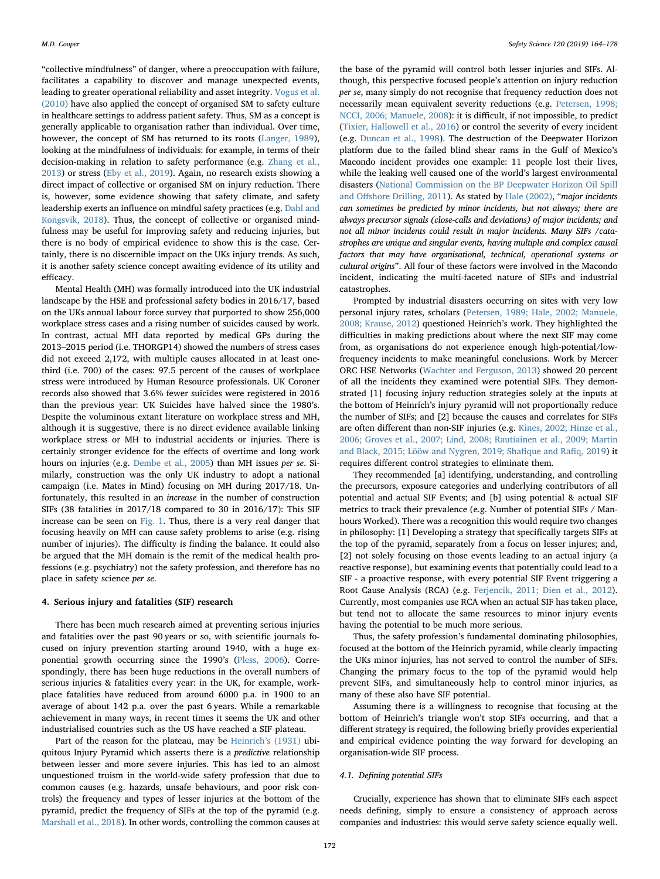"collective mindfulness" of danger, where a preoccupation with failure, facilitates a capability to discover and manage unexpected events, leading to greater operational reliability and asset integrity. Vogus et al. (2010) have also applied the concept of organised SM to safety culture in healthcare settings to address patient safety. Thus, SM as a concept is generally applicable to organisation rather than individual. Over time, however, the concept of SM has returned to its roots (Langer, 1989), looking at the mindfulness of individuals: for example, in terms of their decision-making in relation to safety performance (e.g. Zhang et al., 2013) or stress (Eby et al., 2019). Again, no research exists showing a direct impact of collective or organised SM on injury reduction. There is, however, some evidence showing that safety climate, and safety leadership exerts an influence on mindful safety practices (e.g. Dahl and Kongsvik, 2018). Thus, the concept of collective or organised mindfulness may be useful for improving safety and reducing injuries, but there is no body of empirical evidence to show this is the case. Certainly, there is no discernible impact on the UKs injury trends. As such, it is another safety science concept awaiting evidence of its utility and efficacy.

Mental Health (MH) was formally introduced into the UK industrial landscape by the HSE and professional safety bodies in 2016/17, based on the UKs annual labour force survey that purported to show 256,000 workplace stress cases and a rising number of suicides caused by work. In contrast, actual MH data reported by medical GPs during the 2013–2015 period (i.e. THORGP14) showed the numbers of stress cases did not exceed 2,172, with multiple causes allocated in at least one-third (i.e. 700) of the cases: 97.5 percent of the causes of workplace stress were introduced by Human Resource professionals. UK Coroner records also showed that 3.6% fewer suicides were registered in 2016 than the previous year: UK Suicides have halved since the 1980's. Despite the voluminous extant literature on workplace stress and MH, although it is suggestive, there is no direct evidence available linking workplace stress or MH to industrial accidents or injuries. There is certainly stronger evidence for the effects of overtime and long work hours on injuries (e.g. Dembe et al., 2005) than MH issues *per se*. Similarly, construction was the only UK industry to adopt a national campaign (i.e. Mates in Mind) focusing on MH during 2017/18. Unfortunately, this resulted in an *increase* in the number of construction SIFs (38 fatalities in 2017/18 compared to 30 in 2016/17): This SIF increase can be seen on Fig. 1. Thus, there is a very real danger that focusing heavily on MH can cause safety problems to arise (e.g. rising number of injuries). The difficulty is finding the balance. It could also be argued that the MH domain is the remit of the medical health professions (e.g. psychiatry) not the safety profession, and therefore has no place in safety science *per se*.

## 4. Serious injury and fatalities (SIF) research

There has been much research aimed at preventing serious injuries and fatalities over the past 90 years or so, with scientific journals focused on injury prevention starting around 1940, with a huge exponential growth occurring since the 1990's (Pless, 2006). Correspondingly, there has been huge reductions in the overall numbers of serious injuries & fatalities every year: in the UK, for example, workplace fatalities have reduced from around 6000 p.a. in 1900 to an average of about 142 p.a. over the past 6 years. While a remarkable achievement in many ways, in recent times it seems the UK and other industrialised countries such as the US have reached a SIF plateau.

Part of the reason for the plateau, may be Heinrich's (1931) ubiquitous Injury Pyramid which asserts there is a *predictive* relationship between lesser and more severe injuries. This has led to an almost unquestioned truism in the world-wide safety profession that due to common causes (e.g. hazards, unsafe behaviours, and poor risk controls) the frequency and types of lesser injuries at the bottom of the pyramid, predict the frequency of SIFs at the top of the pyramid (e.g. Marshall et al., 2018). In other words, controlling the common causes at the base of the pyramid will control both lesser injuries and SIFs. Although, this perspective focused people's attention on injury reduction *per se*, many simply do not recognise that frequency reduction does not necessarily mean equivalent severity reductions (e.g. Petersen, 1998; NCCI, 2006; Manuele, 2008): it is difficult, if not impossible, to predict (Tixier, Hallowell et al., 2016) or control the severity of every incident (e.g. Duncan et al., 1998). The destruction of the Deepwater Horizon platform due to the failed blind shear rams in the Gulf of Mexico's Macondo incident provides one example: 11 people lost their lives, while the leaking well caused one of the world's largest environmental disasters (National Commission on the BP Deepwater Horizon Oil Spill and Offshore Drilling, 2011). As stated by Hale (2002), "*major incidents can sometimes be predicted by minor incidents, but not always; there are always precursor signals (close-calls and deviations) of major incidents; and not all minor incidents could result in major incidents. Many SIFs /catastrophes are unique and singular events, having multiple and complex causal factors that may have organisational, technical, operational systems or cultural origins*". All four of these factors were involved in the Macondo incident, indicating the multi-faceted nature of SIFs and industrial catastrophes.

Prompted by industrial disasters occurring on sites with very low personal injury rates, scholars (Petersen, 1989; Hale, 2002; Manuele, 2008; Krause, 2012) questioned Heinrich's work. They highlighted the difficulties in making predictions about where the next SIF may come from, as organisations do not experience enough high-potential/low-frequency incidents to make meaningful conclusions. Work by Mercer ORC HSE Networks (Wachter and Ferguson, 2013) showed 20 percent of all the incidents they examined were potential SIFs. They demonstrated [1] focusing injury reduction strategies solely at the inputs at the bottom of Heinrich's injury pyramid will not proportionally reduce the number of SIFs; and [2] because the causes and correlates for SIFs are often different than non-SIF injuries (e.g. Kines, 2002; Hinze et al., 2006; Groves et al., 2007; Lind, 2008; Rautiainen et al., 2009; Martin and Black, 2015; Lööw and Nygren, 2019; Shafique and Rafiq, 2019) it requires different control strategies to eliminate them.

They recommended [a] identifying, understanding, and controlling the precursors, exposure categories and underlying contributors of all potential and actual SIF Events; and [b] using potential & actual SIF metrics to track their prevalence (e.g. Number of potential SIFs / Manhours Worked). There was a recognition this would require two changes in philosophy: [1] Developing a strategy that specifically targets SIFs at the top of the pyramid, separately from a focus on lesser injuries; and, [2] not solely focusing on those events leading to an actual injury (a reactive response), but examining events that potentially could lead to a SIF - a proactive response, with every potential SIF Event triggering a Root Cause Analysis (RCA) (e.g. Ferjencik, 2011; Dien et al., 2012). Currently, most companies use RCA when an actual SIF has taken place, but tend not to allocate the same resources to minor injury events having the potential to be much more serious.

Thus, the safety profession's fundamental dominating philosophies, focused at the bottom of the Heinrich pyramid, while clearly impacting the UKs minor injuries, has not served to control the number of SIFs. Changing the primary focus to the top of the pyramid would help prevent SIFs, and simultaneously help to control minor injuries, as many of these also have SIF potential.

Assuming there is a willingness to recognise that focusing at the bottom of Heinrich's triangle won't stop SIFs occurring, and that a different strategy is required, the following briefly provides experiential and empirical evidence pointing the way forward for developing an organisation-wide SIF process.

### 4.1. Defining potential SIFs

Crucially, experience has shown that to eliminate SIFs each aspect needs defining, simply to ensure a consistency of approach across companies and industries: this would serve safety science equally well.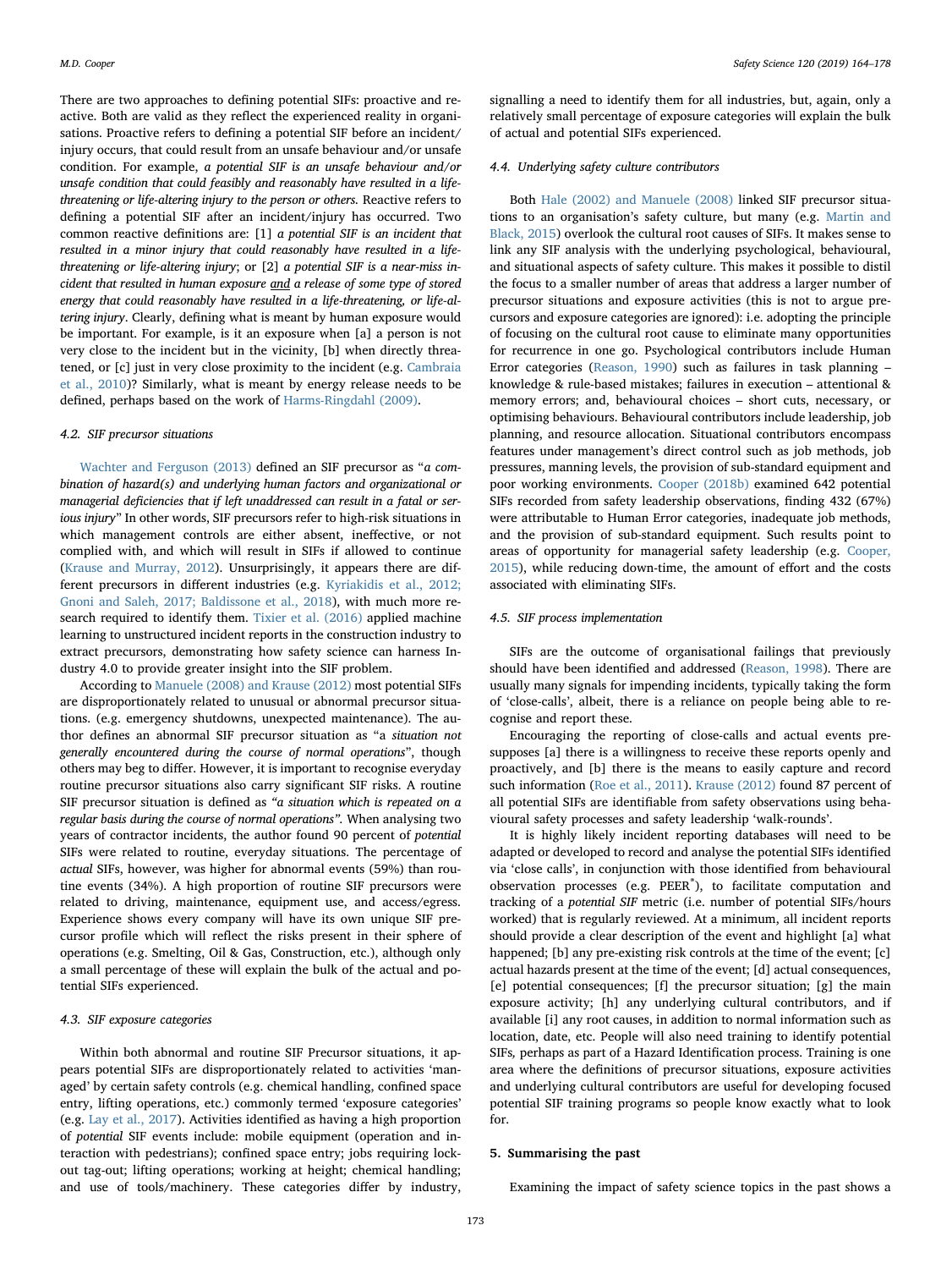There are two approaches to defining potential SIFs: proactive and reactive. Both are valid as they reflect the experienced reality in organisations. Proactive refers to defining a potential SIF before an incident/injury occurs, that could result from an unsafe behaviour and/or unsafe condition. For example, *a potential SIF is an unsafe behaviour and/or unsafe condition that could feasibly and reasonably have resulted in a life-threatening or life-altering injury to the person or others.* Reactive refers to defining a potential SIF after an incident/injury has occurred. Two common reactive definitions are: [1] *a potential SIF is an incident that resulted in a minor injury that could reasonably have resulted in a life-threatening or life-altering injury*; or [2] *a potential SIF is a near-miss incident that resulted in human exposure and a release of some type of stored energy that could reasonably have resulted in a life-threatening, or life-altering injury*. Clearly, defining what is meant by human exposure would be important. For example, is it an exposure when [a] a person is not very close to the incident but in the vicinity, [b] when directly threatened, or [c] just in very close proximity to the incident (e.g. Cambraia et al., 2010)? Similarly, what is meant by energy release needs to be defined, perhaps based on the work of Harms-Ringdahl (2009).

### 4.2. SIF precursor situations

Wachter and Ferguson (2013) defined an SIF precursor as "*a combination of hazard(s) and underlying human factors and organizational or managerial deficiencies that if left unaddressed can result in a fatal or serious injury*" In other words, SIF precursors refer to high-risk situations in which management controls are either absent, ineffective, or not complied with, and which will result in SIFs if allowed to continue (Krause and Murray, 2012). Unsurprisingly, it appears there are different precursors in different industries (e.g. Kyriakidis et al., 2012; Gnoni and Saleh, 2017; Baldissone et al., 2018), with much more research required to identify them. Tixier et al. (2016) applied machine learning to unstructured incident reports in the construction industry to extract precursors, demonstrating how safety science can harness Industry 4.0 to provide greater insight into the SIF problem.

According to Manuele (2008) and Krause (2012) most potential SIFs are disproportionately related to unusual or abnormal precursor situations. (e.g. emergency shutdowns, unexpected maintenance). The author defines an abnormal SIF precursor situation as "a *situation not generally encountered during the course of normal operations*", though others may beg to differ. However, it is important to recognise everyday routine precursor situations also carry significant SIF risks. A routine SIF precursor situation is defined as *"a situation which is repeated on a regular basis during the course of normal operations"*. When analysing two years of contractor incidents, the author found 90 percent of *potential* SIFs were related to routine, everyday situations. The percentage of *actual* SIFs, however, was higher for abnormal events (59%) than routine events (34%). A high proportion of routine SIF precursors were related to driving, maintenance, equipment use, and access/egress. Experience shows every company will have its own unique SIF precursor profile which will reflect the risks present in their sphere of operations (e.g. Smelting, Oil & Gas, Construction, etc.), although only a small percentage of these will explain the bulk of the actual and potential SIFs experienced.

### 4.3. SIF exposure categories

Within both abnormal and routine SIF Precursor situations, it appears potential SIFs are disproportionately related to activities 'managed' by certain safety controls (e.g. chemical handling, confined space entry, lifting operations, etc.) commonly termed 'exposure categories' (e.g. Lay et al., 2017). Activities identified as having a high proportion of *potential* SIF events include: mobile equipment (operation and interaction with pedestrians); confined space entry; jobs requiring lock-out tag-out; lifting operations; working at height; chemical handling; and use of tools/machinery. These categories differ by industry, signalling a need to identify them for all industries, but, again, only a relatively small percentage of exposure categories will explain the bulk of actual and potential SIFs experienced.

### 4.4. Underlying safety culture contributors

Both Hale (2002) and Manuele (2008) linked SIF precursor situations to an organisation's safety culture, but many (e.g. Martin and Black, 2015) overlook the cultural root causes of SIFs. It makes sense to link any SIF analysis with the underlying psychological, behavioural, and situational aspects of safety culture. This makes it possible to distil the focus to a smaller number of areas that address a larger number of precursor situations and exposure activities (this is not to argue precursors and exposure categories are ignored): i.e. adopting the principle of focusing on the cultural root cause to eliminate many opportunities for recurrence in one go. Psychological contributors include Human Error categories (Reason, 1990) such as failures in task planning – knowledge & rule-based mistakes; failures in execution – attentional & memory errors; and, behavioural choices – short cuts, necessary, or optimising behaviours. Behavioural contributors include leadership, job planning, and resource allocation. Situational contributors encompass features under management's direct control such as job methods, job pressures, manning levels, the provision of sub-standard equipment and poor working environments. Cooper (2018b) examined 642 potential SIFs recorded from safety leadership observations, finding 432 (67%) were attributable to Human Error categories, inadequate job methods, and the provision of sub-standard equipment. Such results point to areas of opportunity for managerial safety leadership (e.g. Cooper, 2015), while reducing down-time, the amount of effort and the costs associated with eliminating SIFs.

### 4.5. SIF process implementation

SIFs are the outcome of organisational failings that previously should have been identified and addressed (Reason, 1998). There are usually many signals for impending incidents, typically taking the form of 'close-calls', albeit, there is a reliance on people being able to recognise and report these.

Encouraging the reporting of close-calls and actual events presupposes [a] there is a willingness to receive these reports openly and proactively, and [b] there is the means to easily capture and record such information (Roe et al., 2011). Krause (2012) found 87 percent of all potential SIFs are identifiable from safety observations using behavioural safety processes and safety leadership 'walk-rounds'.

It is highly likely incident reporting databases will need to be adapted or developed to record and analyse the potential SIFs identified via 'close calls', in conjunction with those identified from behavioural observation processes (e.g. PEER®), to facilitate computation and tracking of a *potential SIF* metric (i.e. number of potential SIFs/hours worked) that is regularly reviewed. At a minimum, all incident reports should provide a clear description of the event and highlight [a] what happened; [b] any pre-existing risk controls at the time of the event; [c] actual hazards present at the time of the event; [d] actual consequences, [e] potential consequences; [f] the precursor situation; [g] the main exposure activity; [h] any underlying cultural contributors, and if available [i] any root causes, in addition to normal information such as location, date, etc. People will also need training to identify potential SIFs, perhaps as part of a Hazard Identification process. Training is one area where the definitions of precursor situations, exposure activities and underlying cultural contributors are useful for developing focused potential SIF training programs so people know exactly what to look for.

## 5. Summarising the past

Examining the impact of safety science topics in the past shows a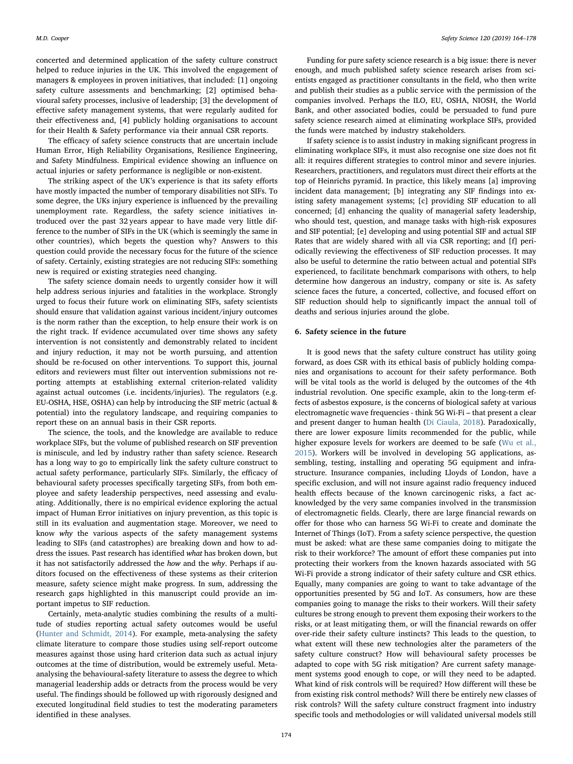concerted and determined application of the safety culture construct helped to reduce injuries in the UK. This involved the engagement of managers & employees in proven initiatives, that included: [1] ongoing safety culture assessments and benchmarking; [2] optimised behavioural safety processes, inclusive of leadership; [3] the development of effective safety management systems, that were regularly audited for their effectiveness and, [4] publicly holding organisations to account for their Health & Safety performance via their annual CSR reports.

The efficacy of safety science constructs that are uncertain include Human Error, High Reliability Organisations, Resilience Engineering, and Safety Mindfulness. Empirical evidence showing an influence on actual injuries or safety performance is negligible or non-existent.

The striking aspect of the UK's experience is that its safety efforts have mostly impacted the number of temporary disabilities not SIFs. To some degree, the UKs injury experience is influenced by the prevailing unemployment rate. Regardless, the safety science initiatives introduced over the past 32 years appear to have made very little difference to the number of SIFs in the UK (which is seemingly the same in other countries), which begets the question why? Answers to this question could provide the necessary focus for the future of the science of safety. Certainly, existing strategies are not reducing SIFs: something new is required or existing strategies need changing.

The safety science domain needs to urgently consider how it will help address serious injuries and fatalities in the workplace. Strongly urged to focus their future work on eliminating SIFs, safety scientists should ensure that validation against various incident/injury outcomes is the norm rather than the exception, to help ensure their work is on the right track. If evidence accumulated over time shows any safety intervention is not consistently and demonstrably related to incident and injury reduction, it may not be worth pursuing, and attention should be re-focused on other interventions. To support this, journal editors and reviewers must filter out intervention submissions not reporting attempts at establishing external criterion-related validity against actual outcomes (i.e. incidents/injuries). The regulators (e.g. EU-OSHA, HSE, OSHA) can help by introducing the SIF metric (actual & potential) into the regulatory landscape, and requiring companies to report these on an annual basis in their CSR reports.

The science, the tools, and the knowledge are available to reduce workplace SIFs, but the volume of published research on SIF prevention is miniscule, and led by industry rather than safety science. Research has a long way to go to empirically link the safety culture construct to actual safety performance, particularly SIFs. Similarly, the efficacy of behavioural safety processes specifically targeting SIFs, from both employee and safety leadership perspectives, need assessing and evaluating. Additionally, there is no empirical evidence exploring the actual impact of Human Error initiatives on injury prevention, as this topic is still in its evaluation and augmentation stage. Moreover, we need to know *why* the various aspects of the safety management systems leading to SIFs (and catastrophes) are breaking down and how to address the issues. Past research has identified *what* has broken down, but it has not satisfactorily addressed the *how* and the *why*. Perhaps if auditors focused on the effectiveness of these systems as their criterion measure, safety science might make progress. In sum, addressing the research gaps highlighted in this manuscript could provide an important impetus to SIF reduction.

Certainly, meta-analytic studies combining the results of a multitude of studies reporting actual safety outcomes would be useful (Hunter and Schmidt, 2014). For example, meta-analysing the safety climate literature to compare those studies using self-report outcome measures against those using hard criterion data such as actual injury outcomes at the time of distribution, would be extremely useful. Meta-analysing the behavioural-safety literature to assess the degree to which managerial leadership adds or detracts from the process would be very useful. The findings should be followed up with rigorously designed and executed longitudinal field studies to test the moderating parameters identified in these analyses.

Funding for pure safety science research is a big issue: there is never enough, and much published safety science research arises from scientists engaged as practitioner consultants in the field, who then write and publish their studies as a public service with the permission of the companies involved. Perhaps the ILO, EU, OSHA, NIOSH, the World Bank, and other associated bodies, could be persuaded to fund pure safety science research aimed at eliminating workplace SIFs, provided the funds were matched by industry stakeholders.

If safety science is to assist industry in making significant progress in eliminating workplace SIFs, it must also recognise one size does not fit all: it requires different strategies to control minor and severe injuries. Researchers, practitioners, and regulators must direct their efforts at the top of Heinrichs pyramid. In practice, this likely means [a] improving incident data management; [b] integrating any SIF findings into existing safety management systems; [c] providing SIF education to all concerned; [d] enhancing the quality of managerial safety leadership, who should test, question, and manage tasks with high-risk exposures and SIF potential; [e] developing and using potential SIF and actual SIF Rates that are widely shared with all via CSR reporting; and [f] periodically reviewing the effectiveness of SIF reduction processes. It may also be useful to determine the ratio between actual and potential SIFs experienced, to facilitate benchmark comparisons with others, to help determine how dangerous an industry, company or site is. As safety science faces the future, a concerted, collective, and focused effort on SIF reduction should help to significantly impact the annual toll of deaths and serious injuries around the globe.

## 6. Safety science in the future

It is good news that the safety culture construct has utility going forward, as does CSR with its ethical basis of publicly holding companies and organisations to account for their safety performance. Both will be vital tools as the world is deluged by the outcomes of the 4th industrial revolution. One specific example, akin to the long-term effects of asbestos exposure, is the concerns of biological safety at various electromagnetic wave frequencies - think 5G Wi-Fi – that present a clear and present danger to human health (Di Ciaula, 2018). Paradoxically, there are lower exposure limits recommended for the public, while higher exposure levels for workers are deemed to be safe (Wu et al., 2015). Workers will be involved in developing 5G applications, assembling, testing, installing and operating 5G equipment and infrastructure. Insurance companies, including Lloyds of London, have a specific exclusion, and will not insure against radio frequency induced health effects because of the known carcinogenic risks, a fact acknowledged by the very same companies involved in the transmission of electromagnetic fields. Clearly, there are large financial rewards on offer for those who can harness 5G Wi-Fi to create and dominate the Internet of Things (IoT). From a safety science perspective, the question must be asked: what are these same companies doing to mitigate the risk to their workforce? The amount of effort these companies put into protecting their workers from the known hazards associated with 5G Wi-Fi provide a strong indicator of their safety culture and CSR ethics. Equally, many companies are going to want to take advantage of the opportunities presented by 5G and IoT. As consumers, how are these companies going to manage the risks to their workers. Will their safety cultures be strong enough to prevent them exposing their workers to the risks, or at least mitigating them, or will the financial rewards on offer over-ride their safety culture instincts? This leads to the question, to what extent will these new technologies alter the parameters of the safety culture construct? How will behavioural safety processes be adapted to cope with 5G risk mitigation? Are current safety management systems good enough to cope, or will they need to be adapted. What kind of risk controls will be required? How different will these be from existing risk control methods? Will there be entirely new classes of risk controls? Will the safety culture construct fragment into industry specific tools and methodologies or will validated universal models still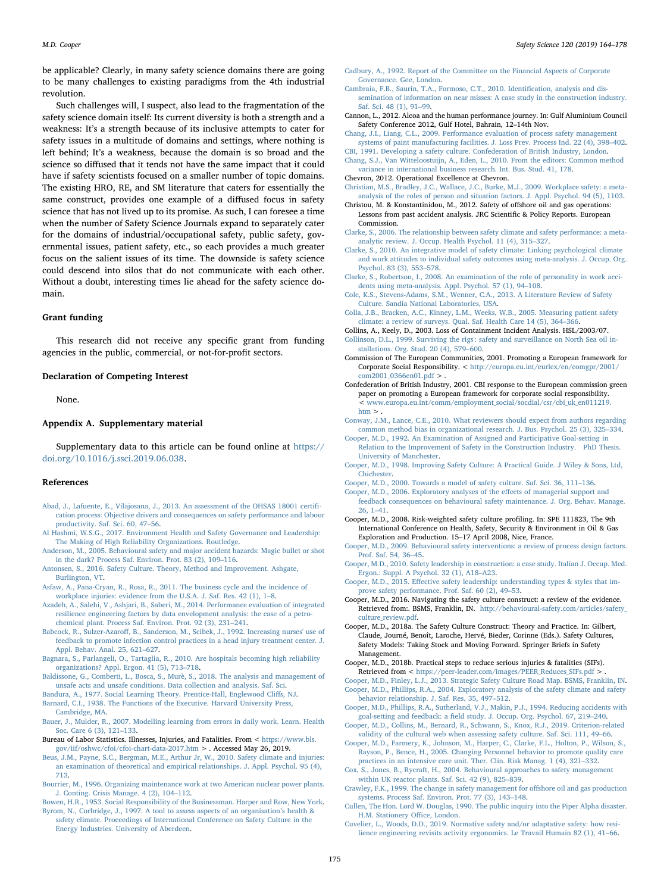be applicable? Clearly, in many safety science domains there are going to be many challenges to existing paradigms from the 4th industrial revolution.

Such challenges will, I suspect, also lead to the fragmentation of the safety science domain itself: Its current diversity is both a strength and a weakness: It's a strength because of its inclusive attempts to cater for safety issues in a multitude of domains and settings, where nothing is left behind; It's a weakness, because the domain is so broad and the science so diffused that it tends not have the same impact that it could have if safety scientists focused on a smaller number of topic domains. The existing HRO, RE, and SM literature that caters for essentially the same construct, provides one example of a diffused focus in safety science that has not lived up to its promise. As such, I can foresee a time when the number of Safety Science Journals expand to separately cater for the domains of industrial/occupational safety, public safety, governmental issues, patient safety, etc., so each provides a much greater focus on the salient issues of its time. The downside is safety science could descend into silos that do not communicate with each other. Without a doubt, interesting times lie ahead for the safety science domain.

## Grant funding

This research did not receive any specific grant from funding agencies in the public, commercial, or not-for-profit sectors.

## Declaration of Competing Interest

None.

## Appendix A. Supplementary material

Supplementary data to this article can be found online at https://doi.org/10.1016/j.ssci.2019.06.038.

## References

Abad, J., Lafuente, E., Vilajosana, J., 2013. An assessment of the OHSAS 18001 certification process: Objective drivers and consequences on safety performance and labour productivity. Saf. Sci. 60, 47–56.

Al Hashmi, W.S.G., 2017. Environment Health and Safety Governance and Leadership: The Making of High Reliability Organizations. Routledge.

Anderson, M., 2005. Behavioural safety and major accident hazards: Magic bullet or shot in the dark? Process Saf. Environ. Prot. 83 (2), 109–116.

Antonsen, S., 2016. Safety Culture. Theory, Method and Improvement. Ashgate, Burlington, VT.

Asfaw, A., Pana-Cryan, R., Rosa, R., 2011. The business cycle and the incidence of workplace injuries: evidence from the U.S.A. J. Saf. Res. 42 (1), 1–8.

Azadeh, A., Salehi, V., Ashjari, B., Saberi, M., 2014. Performance evaluation of integrated resilience engineering factors by data envelopment analysis: the case of a petrochemical plant. Process Saf. Environ. Prot. 92 (3), 231–241.

Babcock, R., Sulzer-Azaroff, B., Sanderson, M., Scibek, J., 1992. Increasing nurses' use of feedback to promote infection control practices in a head injury treatment center. J. Appl. Behav. Anal. 25, 621–627.

Bagnara, S., Parlangeli, O., Tartaglia, R., 2010. Are hospitals becoming high reliability organizations? Appl. Ergon. 41 (5), 713–718.

Baldissone, G., Comberti, L., Bosca, S., Murè, S., 2018. The analysis and management of unsafe acts and unsafe conditions. Data collection and analysis. Saf. Sci.

Bandura, A., 1977. Social Learning Theory. Prentice-Hall, Englewood Cliffs, NJ.

Barnard, C.I., 1938. The Functions of the Executive. Harvard University Press, Cambridge, MA.

Bauer, J., Mulder, R., 2007. Modelling learning from errors in daily work. Learn. Health Soc. Care 6 (3), 121–133.

Bureau of Labor Statistics. Illnesses, Injuries, and Fatalities. From < https://www.bls.gov/iif/oshwc/cfoi/cfoi-chart-data-2017.htm > . Accessed May 26, 2019.

Beus, J.M., Payne, S.C., Bergman, M.E., Arthur Jr, W., 2010. Safety climate and injuries: an examination of theoretical and empirical relationships. J. Appl. Psychol. 95 (4), 713.

Bourrier, M., 1996. Organizing maintenance work at two American nuclear power plants. J. Conting. Crisis Manage. 4 (2), 104–112.

Bowen, H.R., 1953. Social Responsibility of the Businessman. Harper and Row, New York.

Byrom, N., Corbridge, J., 1997. A tool to assess aspects of an organisation's health & safety climate. Proceedings of International Conference on Safety Culture in the Energy Industries. University of Aberdeen.

Cadbury, A., 1992. Report of the Committee on the Financial Aspects of Corporate Governance. Gee, London.

Cambraia, F.B., Saurin, T.A., Formoso, C.T., 2010. Identification, analysis and dissemination of information on near misses: A case study in the construction industry. Saf. Sci. 48 (1), 91–99.

Cannon, L., 2012. Alcoa and the human performance journey. In: Gulf Aluminium Council Safety Conference 2012, Gulf Hotel, Bahrain, 12–14th Nov.

Chang, J.I., Liang, C.L., 2009. Performance evaluation of process safety management systems of paint manufacturing facilities. J. Loss Prev. Process Ind. 22 (4), 398–402.

CBI, 1991. Developing a safety culture. Confederation of British Industry, London.

Chang, S.J., Van Witteloostuijn, A., Eden, L., 2010. From the editors: Common method variance in international business research. Int. Bus. Stud. 41, 178.

Chevron, 2012. Operational Excellence at Chevron.

Christian, M.S., Bradley, J.C., Wallace, J.C., Burke, M.J., 2009. Workplace safety: a meta-analysis of the roles of person and situation factors. J. Appl. Psychol. 94 (5), 1103.

Christou, M. & Konstantinidou, M., 2012. Safety of offshore oil and gas operations: Lessons from past accident analysis. JRC Scientific & Policy Reports. European Commission.

Clarke, S., 2006. The relationship between safety climate and safety performance: a meta-analytic review. J. Occup. Health Psychol. 11 (4), 315–327.

Clarke, S., 2010. An integrative model of safety climate: Linking psychological climate and work attitudes to individual safety outcomes using meta-analysis. J. Occup. Org. Psychol. 83 (3), 553–578.

Clarke, S., Robertson, I., 2008. An examination of the role of personality in work accidents using meta-analysis. Appl. Psychol. 57 (1), 94–108.

Cole, K.S., Stevens-Adams, S.M., Wenner, C.A., 2013. A Literature Review of Safety Culture. Sandia National Laboratories, USA.

Colla, J.B., Bracken, A.C., Kinney, L.M., Weeks, W.B., 2005. Measuring patient safety climate: a review of surveys. Qual. Saf. Health Care 14 (5), 364–366.

Collins, A., Keely, D., 2003. Loss of Containment Incident Analysis. HSL/2003/07.

Collinson, D.L., 1999. Surviving the rigs': safety and surveillance on North Sea oil installations. Org. Stud. 20 (4), 579–600.

Commission of The European Communities, 2001. Promoting a European framework for Corporate Social Responsibility. < http://europa.eu.int/eurlex/en/comgpr/2001/com2001_0366en01.pdf > .

Confederation of British Industry, 2001. CBI response to the European commission green paper on promoting a European framework for corporate social responsibility. < www.europa.eu.int/comm/employment_social/socdial/csr/cbi_uk_en011219.htm > .

Conway, J.M., Lance, C.E., 2010. What reviewers should expect from authors regarding common method bias in organizational research. J. Bus. Psychol. 25 (3), 325–334.

Cooper, M.D., 1992. An Examination of Assigned and Participative Goal-setting in Relation to the Improvement of Safety in the Construction Industry. PhD Thesis. University of Manchester.

Cooper, M.D., 1998. Improving Safety Culture: A Practical Guide. J Wiley & Sons, Ltd, Chichester.

Cooper, M.D., 2000. Towards a model of safety culture. Saf. Sci. 36, 111–136.

Cooper, M.D., 2006. Exploratory analyses of the effects of managerial support and feedback consequences on behavioural safety maintenance. J. Org. Behav. Manage. 26, 1–41.

Cooper, M.D., 2008. Risk-weighted safety culture profiling. In: SPE 111823, The 9th International Conference on Health, Safety, Security & Environment in Oil & Gas Exploration and Production. 15–17 April 2008, Nice, France.

Cooper, M.D., 2009. Behavioural safety interventions: a review of process design factors. Prof. Saf. 54, 36–45.

Cooper, M.D., 2010. Safety leadership in construction: a case study. Italian J. Occup. Med. Ergon.: Suppl. A Psychol. 32 (1), A18–A23.

Cooper, M.D., 2015. Effective safety leadership: understanding types & styles that improve safety performance. Prof. Saf. 60 (2), 49–53.

Cooper, M.D., 2016. Navigating the safety culture construct: a review of the evidence. Retrieved from:. BSMS, Franklin, IN. http://behavioural-safety.com/articles/safety_culture_review.pdf.

Cooper, M.D., 2018a. The Safety Culture Construct: Theory and Practice. In: Gilbert, Claude, Journé, Benoît, Laroche, Hervé, Bieder, Corinne (Eds.). Safety Cultures, Safety Models: Taking Stock and Moving Forward. Springer Briefs in Safety Management.

Cooper, M.D., 2018b. Practical steps to reduce serious injuries & fatalities (SIFs). Retrieved from < https://peer-leader.com/images/PEER_Reduces_SIFs.pdf > .

Cooper, M.D., Finley, L.J., 2013. Strategic Safety Culture Road Map. BSMS, Franklin, IN.

Cooper, M.D., Phillips, R.A., 2004. Exploratory analysis of the safety climate and safety behavior relationship. J. Saf. Res. 35, 497–512.

Cooper, M.D., Phillips, R.A., Sutherland, V.J., Makin, P.J., 1994. Reducing accidents with goal-setting and feedback: a field study. J. Occup. Org. Psychol. 67, 219–240.

Cooper, M.D., Collins, M., Bernard, R., Schwann, S., Knox, R.J., 2019. Criterion-related validity of the cultural web when assessing safety culture. Saf. Sci. 111, 49–66.

Cooper, M.D., Farmery, K., Johnson, M., Harper, C., Clarke, F.L., Holton, P., Wilson, S., Rayson, P., Bence, H., 2005. Changing Personnel behavior to promote quality care practices in an intensive care unit. Ther. Clin. Risk Manag. 1 (4), 321–332.

Cox, S., Jones, B., Rycraft, H., 2004. Behavioural approaches to safety management within UK reactor plants. Saf. Sci. 42 (9), 825–839.

Crawley, F.K., 1999. The change in safety management for offshore oil and gas production systems. Process Saf. Environ. Prot. 77 (3), 143–148.

Cullen, The Hon. Lord W. Douglas, 1990. The public inquiry into the Piper Alpha disaster. H.M. Stationery Office, London.

Cuvelier, L., Woods, D.D., 2019. Normative safety and/or adaptative safety: how resilience engineering revisits activity ergonomics. Le Travail Humain 82 (1), 41–66.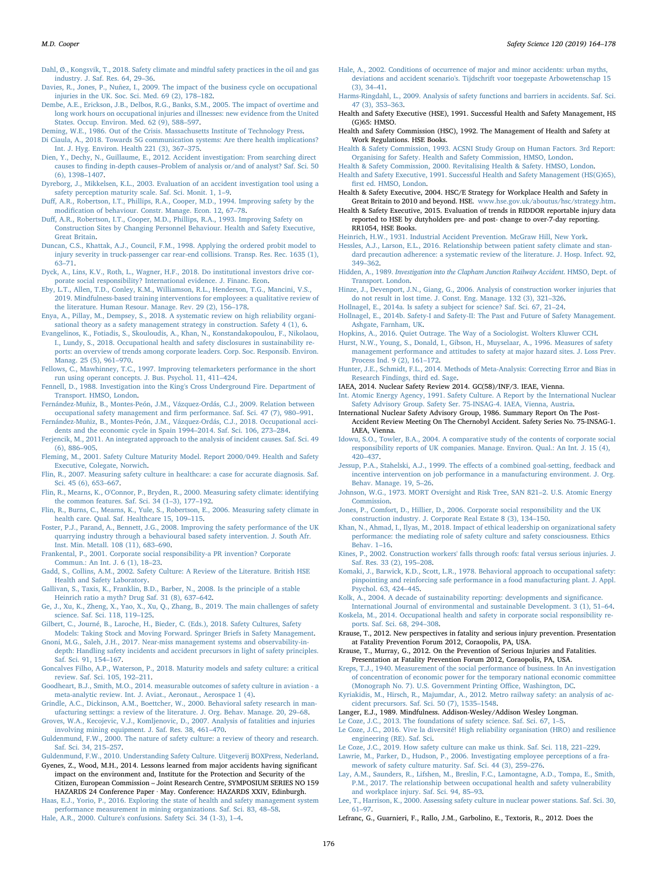Dahl, Ø., Kongsvik, T., 2018. Safety climate and mindful safety practices in the oil and gas industry. J. Saf. Res. 64, 29–36.

Davies, R., Jones, P., Nuñez, I., 2009. The impact of the business cycle on occupational injuries in the UK. Soc. Sci. Med. 69 (2), 178–182.

Dembe, A.E., Erickson, J.B., Delbos, R.G., Banks, S.M., 2005. The impact of overtime and long work hours on occupational injuries and illnesses: new evidence from the United States. Occup. Environ. Med. 62 (9), 588–597.

Deming, W.E., 1986. Out of the Crisis. Massachusetts Institute of Technology Press.

Di Ciaula, A., 2018. Towards 5G communication systems: Are there health implications? Int. J. Hyg. Environ. Health 221 (3), 367–375.

Dien, Y., Dechy, N., Guillaume, E., 2012. Accident investigation: From searching direct causes to finding in-depth causes–Problem of analysis or/and of analyst? Saf. Sci. 50 (6), 1398–1407.

Dyreborg, J., Mikkelsen, K.L., 2003. Evaluation of an accident investigation tool using a safety perception maturity scale. Saf. Sci. Monit. 1, 1–9.

Duff, A.R., Robertson, I.T., Phillips, R.A., Cooper, M.D., 1994. Improving safety by the modification of behaviour. Constr. Manage. Econ. 12, 67–78.

Duff, A.R., Robertson, I.T., Cooper, M.D., Phillips, R.A., 1993. Improving Safety on Construction Sites by Changing Personnel Behaviour. Health and Safety Executive, Great Britain.

Duncan, C.S., Khattak, A.J., Council, F.M., 1998. Applying the ordered probit model to injury severity in truck-passenger car rear-end collisions. Transp. Res. Rec. 1635 (1), 63–71.

Dyck, A., Lins, K.V., Roth, L., Wagner, H.F., 2018. Do institutional investors drive corporate social responsibility? International evidence. J. Financ. Econ.

Eby, L.T., Allen, T.D., Conley, K.M., Williamson, R.L., Henderson, T.G., Mancini, V.S., 2019. Mindfulness-based training interventions for employees: a qualitative review of the literature. Human Resour. Manage. Rev. 29 (2), 156–178.

Enya, A., Pillay, M., Dempsey, S., 2018. A systematic review on high reliability organisational theory as a safety management strategy in construction. Safety 4 (1), 6.

Evangelinos, K., Fotiadis, S., Skouloudis, A., Khan, N., Konstandakopoulou, F., Nikolaou, I., Lundy, S., 2018. Occupational health and safety disclosures in sustainability reports: an overview of trends among corporate leaders. Corp. Soc. Responsib. Environ. Manag. 25 (5), 961–970.

Fellows, C., Mawhinney, T.C., 1997. Improving telemarketers performance in the short run using operant concepts. J. Bus. Psychol. 11, 411–424.

Fennell, D., 1988. Investigation into the King's Cross Underground Fire. Department of Transport. HMSO, London.

Fernández-Muñiz, B., Montes-Peón, J.M., Vázquez-Ordás, C.J., 2009. Relation between occupational safety management and firm performance. Saf. Sci. 47 (7), 980–991.

Fernández-Muñiz, B., Montes-Peón, J.M., Vázquez-Ordás, C.J., 2018. Occupational accidents and the economic cycle in Spain 1994–2014. Saf. Sci. 106, 273–284.

Ferjencik, M., 2011. An integrated approach to the analysis of incident causes. Saf. Sci. 49 (6), 886–905.

Fleming, M., 2001. Safety Culture Maturity Model. Report 2000/049. Health and Safety Executive, Colegate, Norwich.

Flin, R., 2007. Measuring safety culture in healthcare: a case for accurate diagnosis. Saf. Sci. 45 (6), 653–667.

Flin, R., Mearns, K., O'Connor, P., Bryden, R., 2000. Measuring safety climate: identifying the common features. Saf. Sci. 34 (1–3), 177–192.

Flin, R., Burns, C., Mearns, K., Yule, S., Robertson, E., 2006. Measuring safety climate in health care. Qual. Saf. Healthcare 15, 109–115.

Foster, P.J., Parand, A., Bennett, J.G., 2008. Improving the safety performance of the UK quarrying industry through a behavioural based safety intervention. J. South Afr. Inst. Min. Metall. 108 (11), 683–690.

Frankental, P., 2001. Corporate social responsibility-a PR invention? Corporate Commun.: An Int. J. 6 (1), 18–23.

Gadd, S., Collins, A.M., 2002. Safety Culture: A Review of the Literature. British HSE Health and Safety Laboratory.

Gallivan, S., Taxis, K., Franklin, B.D., Barber, N., 2008. Is the principle of a stable Heinrich ratio a myth? Drug Saf. 31 (8), 637–642.

Ge, J., Xu, K., Zheng, X., Yao, X., Xu, Q., Zhang, B., 2019. The main challenges of safety science. Saf. Sci. 118, 119–125.

Gilbert, C., Journé, B., Laroche, H., Bieder, C. (Eds.), 2018. Safety Cultures, Safety Models: Taking Stock and Moving Forward. Springer Briefs in Safety Management.

Gnoni, M.G., Saleh, J.H., 2017. Near-miss management systems and observability-in-depth: Handling safety incidents and accident precursors in light of safety principles. Saf. Sci. 91, 154–167.

Goncalves Filho, A.P., Waterson, P., 2018. Maturity models and safety culture: a critical review. Saf. Sci. 105, 192–211.

Goodheart, B.J., Smith, M.O., 2014. measurable outcomes of safety culture in aviation - a meta-analytic review. Int. J. Aviat., Aeronaut., Aerospace 1 (4).

Grindle, A.C., Dickinson, A.M., Boettcher, W., 2000. Behavioral safety research in manufacturing settings: a review of the literature. J. Org. Behav. Manage. 20, 29–68.

Groves, W.A., Kecojevic, V.J., Komljenovic, D., 2007. Analysis of fatalities and injuries involving mining equipment. J. Saf. Res. 38, 461–470.

Guldenmund, F.W., 2000. The nature of safety culture: a review of theory and research. Saf. Sci. 34, 215–257.

Guldenmund, F.W., 2010. Understanding Safety Culture. Uitgeverij BOXPress, Nederland.

Gyenes, Z., Wood, M.H., 2014. Lessons learned from major accidents having significant impact on the environment and, Institute for the Protection and Security of the Citizen, European Commission – Joint Research Centre, SYMPOSIUM SERIES NO 159 HAZARDS 24 Conference Paper · May. Conference: HAZARDS XXIV, Edinburgh.

Haas, E.J., Yorio, P., 2016. Exploring the state of health and safety management system performance measurement in mining organizations. Saf. Sci. 83, 48–58.

Hale, A.R., 2000. Culture's confusions. Safety Sci. 34 (1-3), 1–4.

Hale, A., 2002. Conditions of occurrence of major and minor accidents: urban myths, deviations and accident scenario's. Tijdschrift voor toegepaste Arbowetenschap 15 (3), 34–41.

Harms-Ringdahl, L., 2009. Analysis of safety functions and barriers in accidents. Saf. Sci. 47 (3), 353–363.

Health and Safety Executive (HSE), 1991. Successful Health and Safety Management, HS (G)65: HMSO.

Health and Safety Commission (HSC), 1992. The Management of Health and Safety at Work Regulations. HSE Books.

Health & Safety Commission, 1993. ACSNI Study Group on Human Factors. 3rd Report: Organising for Safety. Health and Safety Commission, HMSO, London.

Health & Safety Commission, 2000. Revitalising Health & Safety. HMSO, London.

Health and Safety Executive, 1991. Successful Health and Safety Management (HS(G)65), first ed. HMSO, London.

Health & Safety Executive, 2004. HSC/E Strategy for Workplace Health and Safety in Great Britain to 2010 and beyond. HSE. www.hse.gov.uk/aboutus/hsc/strategy.htm.

Health & Safety Executive, 2015. Evaluation of trends in RIDDOR reportable injury data reported to HSE by dutyholders pre- and post- change to over-7-day reporting. RR1054, HSE Books.

Heinrich, H.W., 1931. Industrial Accident Prevention. McGraw Hill, New York.

Hessles, A.J., Larson, E.L., 2016. Relationship between patient safety climate and standard precaution adherence: a systematic review of the literature. J. Hosp. Infect. 92, 349–362.

Hidden, A., 1989. *Investigation into the Clapham Junction Railway Accident*. HMSO, Dept. of Transport. London.

Hinze, J., Devenport, J.N., Giang, G., 2006. Analysis of construction worker injuries that do not result in lost time. J. Const. Eng. Manage. 132 (3), 321–326.

Hollnagel, E., 2014a. Is safety a subject for science? Saf. Sci. 67, 21–24.

Hollnagel, E., 2014b. Safety-I and Safety-II: The Past and Future of Safety Management. Ashgate, Farnham, UK.

Hopkins, A., 2016. Quiet Outrage. The Way of a Sociologist. Wolters Kluwer CCH.

Hurst, N.W., Young, S., Donald, I., Gibson, H., Muyselaar, A., 1996. Measures of safety management performance and attitudes to safety at major hazard sites. J. Loss Prev. Process Ind. 9 (2), 161–172.

Hunter, J.E., Schmidt, F.L., 2014. Methods of Meta-Analysis: Correcting Error and Bias in Research Findings, third ed. Sage.

IAEA, 2014. Nuclear Safety Review 2014. GC(58)/INF/3. IEAE, Vienna.

Int. Atomic Energy Agency, 1991. Safety Culture. A Report by the International Nuclear Safety Advisory Group. Safety Ser. 75-INSAG-4. IAEA, Vienna, Austria.

International Nuclear Safety Advisory Group, 1986. Summary Report On The Post-Accident Review Meeting On The Chernobyl Accident. Safety Series No. 75-INSAG-1. IAEA, Vienna.

Idowu, S.O., Towler, B.A., 2004. A comparative study of the contents of corporate social responsibility reports of UK companies. Manage. Environ. Qual.: An Int. J. 15 (4), 420–437.

Jessup, P.A., Stahelski, A.J., 1999. The effects of a combined goal-setting, feedback and incentive intervention on job performance in a manufacturing environment. J. Org. Behav. Manage. 19, 5–26.

Johnson, W.G., 1973. MORT Oversight and Risk Tree, SAN 821–2. U.S. Atomic Energy Commission.

Jones, P., Comfort, D., Hillier, D., 2006. Corporate social responsibility and the UK construction industry. J. Corporate Real Estate 8 (3), 134–150.

Khan, N., Ahmad, I., Ilyas, M., 2018. Impact of ethical leadership on organizational safety performance: the mediating role of safety culture and safety consciousness. Ethics Behav. 1–16.

Kines, P., 2002. Construction workers' falls through roofs: fatal versus serious injuries. J. Saf. Res. 33 (2), 195–208.

Komaki, J., Barwick, K.D., Scott, L.R., 1978. Behavioral approach to occupational safety: pinpointing and reinforcing safe performance in a food manufacturing plant. J. Appl. Psychol. 63, 424–445.

Kolk, A., 2004. A decade of sustainability reporting: developments and significance. International Journal of environmental and sustainable Development. 3 (1), 51–64.

Koskela, M., 2014. Occupational health and safety in corporate social responsibility reports. Saf. Sci. 68, 294–308.

Krause, T., 2012. New perspectives in fatality and serious injury prevention. Presentation at Fatality Prevention Forum 2012, Coraopolis, PA, USA.

Krause, T., Murray, G., 2012. On the Prevention of Serious Injuries and Fatalities. Presentation at Fatality Prevention Forum 2012, Coraopolis, PA, USA.

Kreps, T.J., 1940. Measurement of the social performance of business. In An investigation of concentration of economic power for the temporary national economic committee (Monograph No. 7). U.S. Government Printing Office, Washington, DC.

Kyriakidis, M., Hirsch, R., Majumdar, A., 2012. Metro railway safety: an analysis of accident precursors. Saf. Sci. 50 (7), 1535–1548.

Langer, E.J., 1989. Mindfulness. Addison-Wesley/Addison Wesley Longman.

Le Coze, J.C., 2013. The foundations of safety science. Saf. Sci. 67, 1–5.

Le Coze, J.C., 2016. Vive la diversité! High reliability organisation (HRO) and resilience engineering (RE). Saf. Sci.

Le Coze, J.C., 2019. How safety culture can make us think. Saf. Sci. 118, 221–229.

Lawrie, M., Parker, D., Hudson, P., 2006. Investigating employee perceptions of a framework of safety culture maturity. Saf. Sci. 44 (3), 259–276.

Lay, A.M., Saunders, R., Lifshen, M., Breslin, F.C., Lamontagne, A.D., Tompa, E., Smith, P.M., 2017. The relationship between occupational health and safety vulnerability and workplace injury. Saf. Sci. 94, 85–93.

Lee, T., Harrison, K., 2000. Assessing safety culture in nuclear power stations. Saf. Sci. 30, 61–97.

Lefranc, G., Guarnieri, F., Rallo, J.M., Garbolino, E., Textoris, R., 2012. Does the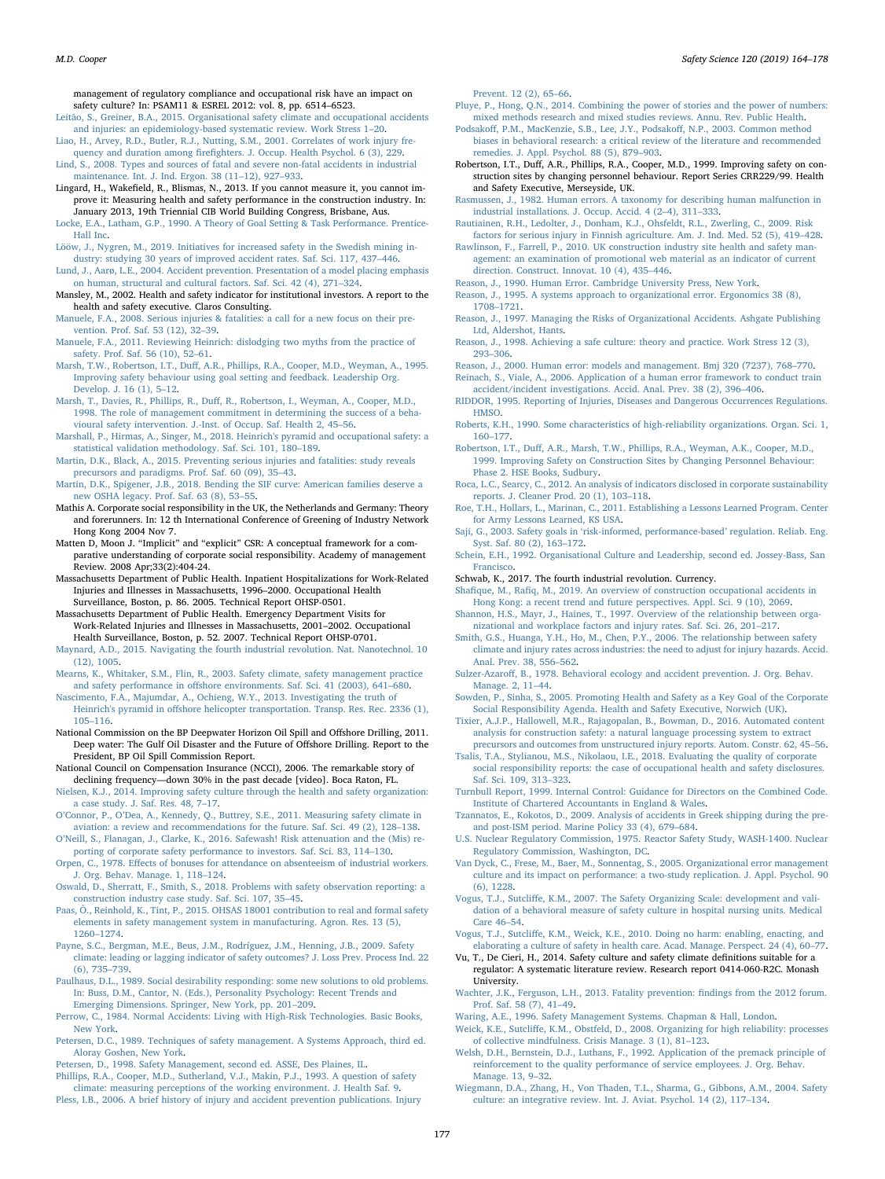management of regulatory compliance and occupational risk have an impact on safety culture? In: PSAM11 & ESREL 2012: vol. 8, pp. 6514–6523.

Leitão, S., Greiner, B.A., 2015. Organisational safety climate and occupational accidents and injuries: an epidemiology-based systematic review. Work Stress 1–20.

Liao, H., Arvey, R.D., Butler, R.J., Nutting, S.M., 2001. Correlates of work injury frequency and duration among firefighters. J. Occup. Health Psychol. 6 (3), 229.

Lind, S., 2008. Types and sources of fatal and severe non-fatal accidents in industrial maintenance. Int. J. Ind. Ergon. 38 (11–12), 927–933.

Lingard, H., Wakefield, R., Blismas, N., 2013. If you cannot measure it, you cannot improve it: Measuring health and safety performance in the construction industry. In: January 2013, 19th Triennial CIB World Building Congress, Brisbane, Aus.

Locke, E.A., Latham, G.P., 1990. A Theory of Goal Setting & Task Performance. Prentice-Hall Inc.

Lööw, J., Nygren, M., 2019. Initiatives for increased safety in the Swedish mining industry: studying 30 years of improved accident rates. Saf. Sci. 117, 437–446.

Lund, J., Aarø, L.E., 2004. Accident prevention. Presentation of a model placing emphasis on human, structural and cultural factors. Saf. Sci. 42 (4), 271–324.

Mansley, M., 2002. Health and safety indicator for institutional investors. A report to the health and safety executive. Claros Consulting.

Manuele, F.A., 2008. Serious injuries & fatalities: a call for a new focus on their prevention. Prof. Saf. 53 (12), 32–39.

Manuele, F.A., 2011. Reviewing Heinrich: dislodging two myths from the practice of safety. Prof. Saf. 56 (10), 52–61.

Marsh, T.W., Robertson, I.T., Duff, A.R., Phillips, R.A., Cooper, M.D., Weyman, A., 1995. Improving safety behaviour using goal setting and feedback. Leadership Org. Develop. J. 16 (1), 5–12.

Marsh, T., Davies, R., Phillips, R., Duff, R., Robertson, I., Weyman, A., Cooper, M.D., 1998. The role of management commitment in determining the success of a behavioural safety intervention. J.-Inst. of Occup. Saf. Health 2, 45–56.

Marshall, P., Hirmas, A., Singer, M., 2018. Heinrich's pyramid and occupational safety: a statistical validation methodology. Saf. Sci. 101, 180–189.

Martin, D.K., Black, A., 2015. Preventing serious injuries and fatalities: study reveals precursors and paradigms. Prof. Saf. 60 (09), 35–43.

Martin, D.K., Spigener, J.B., 2018. Bending the SIF curve: American families deserve a new OSHA legacy. Prof. Saf. 63 (8), 53–55.

Mathis A. Corporate social responsibility in the UK, the Netherlands and Germany: Theory and forerunners. In: 12 th International Conference of Greening of Industry Network Hong Kong 2004 Nov 7.

Matten D, Moon J. "Implicit" and "explicit" CSR: A conceptual framework for a comparative understanding of corporate social responsibility. Academy of management Review. 2008 Apr;33(2):404-24.

Massachusetts Department of Public Health. Inpatient Hospitalizations for Work-Related Injuries and Illnesses in Massachusetts, 1996–2000. Occupational Health Surveillance, Boston, p. 86. 2005. Technical Report OHSP-0501.

Massachusetts Department of Public Health. Emergency Department Visits for Work-Related Injuries and Illnesses in Massachusetts, 2001–2002. Occupational Health Surveillance, Boston, p. 52. 2007. Technical Report OHSP-0701.

Maynard, A.D., 2015. Navigating the fourth industrial revolution. Nat. Nanotechnol. 10 (12), 1005.

Mearns, K., Whitaker, S.M., Flin, R., 2003. Safety climate, safety management practice and safety performance in offshore environments. Saf. Sci. 41 (2003), 641–680.

Nascimento, F.A., Majumdar, A., Ochieng, W.Y., 2013. Investigating the truth of Heinrich's pyramid in offshore helicopter transportation. Transp. Res. Rec. 2336 (1), 105–116.

National Commission on the BP Deepwater Horizon Oil Spill and Offshore Drilling, 2011. Deep water: The Gulf Oil Disaster and the Future of Offshore Drilling. Report to the President, BP Oil Spill Commission Report.

National Council on Compensation Insurance (NCCI), 2006. The remarkable story of declining frequency—down 30% in the past decade [video]. Boca Raton, FL.

Nielsen, K.J., 2014. Improving safety culture through the health and safety organization: a case study. J. Saf. Res. 48, 7–17.

O'Connor, P., O'Dea, A., Kennedy, Q., Buttrey, S.E., 2011. Measuring safety climate in aviation: a review and recommendations for the future. Saf. Sci. 49 (2), 128–138.

O'Neill, S., Flanagan, J., Clarke, K., 2016. Safewash! Risk attenuation and the (Mis) reporting of corporate safety performance to investors. Saf. Sci. 83, 114–130.

Orpen, C., 1978. Effects of bonuses for attendance on absenteeism of industrial workers. J. Org. Behav. Manage. 1, 118–124.

Oswald, D., Sherratt, F., Smith, S., 2018. Problems with safety observation reporting: a construction industry case study. Saf. Sci. 107, 35–45.

Paas, Õ., Reinhold, K., Tint, P., 2015. OHSAS 18001 contribution to real and formal safety elements in safety management system in manufacturing. Agron. Res. 13 (5), 1260–1274.

Payne, S.C., Bergman, M.E., Beus, J.M., Rodríguez, J.M., Henning, J.B., 2009. Safety climate: leading or lagging indicator of safety outcomes? J. Loss Prev. Process Ind. 22 (6), 735–739.

Paulhaus, D.L., 1989. Social desirability responding: some new solutions to old problems. In: Buss, D.M., Cantor, N. (Eds.), Personality Psychology: Recent Trends and Emerging Dimensions. Springer, New York, pp. 201–209.

Perrow, C., 1984. Normal Accidents: Living with High-Risk Technologies. Basic Books, New York.

Petersen, D.C., 1989. Techniques of safety management. A Systems Approach, third ed. Aloray Goshen, New York.

Petersen, D., 1998. Safety Management, second ed. ASSE, Des Plaines, IL.

Phillips, R.A., Cooper, M.D., Sutherland, V.J., Makin, P.J., 1993. A question of safety climate: measuring perceptions of the working environment. J. Health Saf. 9.

Pless, I.B., 2006. A brief history of injury and accident prevention publications. Injury Prevent. 12 (2), 65–66.

Pluye, P., Hong, Q.N., 2014. Combining the power of stories and the power of numbers: mixed methods research and mixed studies reviews. Annu. Rev. Public Health.

Podsakoff, P.M., MacKenzie, S.B., Lee, J.Y., Podsakoff, N.P., 2003. Common method biases in behavioral research: a critical review of the literature and recommended remedies. J. Appl. Psychol. 88 (5), 879–903.

Robertson, I.T., Duff, A.R., Phillips, R.A., Cooper, M.D., 1999. Improving safety on construction sites by changing personnel behaviour. Report Series CRR229/99. Health and Safety Executive, Merseyside, UK.

Rasmussen, J., 1982. Human errors. A taxonomy for describing human malfunction in industrial installations. J. Occup. Accid. 4 (2–4), 311–333.

Rautiainen, R.H., Ledolter, J., Donham, K.J., Ohsfeldt, R.L., Zwerling, C., 2009. Risk factors for serious injury in Finnish agriculture. Am. J. Ind. Med. 52 (5), 419–428.

Rawlinson, F., Farrell, P., 2010. UK construction industry site health and safety management: an examination of promotional web material as an indicator of current direction. Construct. Innovat. 10 (4), 435–446.

Reason, J., 1990. Human Error. Cambridge University Press, New York.

Reason, J., 1995. A systems approach to organizational error. Ergonomics 38 (8), 1708–1721.

Reason, J., 1997. Managing the Risks of Organizational Accidents. Ashgate Publishing Ltd, Aldershot, Hants.

Reason, J., 1998. Achieving a safe culture: theory and practice. Work Stress 12 (3), 293–306.

Reason, J., 2000. Human error: models and management. Bmj 320 (7237), 768–770.

Reinach, S., Viale, A., 2006. Application of a human error framework to conduct train accident/incident investigations. Accid. Anal. Prev. 38 (2), 396–406.

RIDDOR, 1995. Reporting of Injuries, Diseases and Dangerous Occurrences Regulations. HMSO.

Roberts, K.H., 1990. Some characteristics of high-reliability organizations. Organ. Sci. 1, 160–177.

Robertson, I.T., Duff, A.R., Marsh, T.W., Phillips, R.A., Weyman, A.K., Cooper, M.D., 1999. Improving Safety on Construction Sites by Changing Personnel Behaviour: Phase 2. HSE Books, Sudbury.

Roca, L.C., Searcy, C., 2012. An analysis of indicators disclosed in corporate sustainability reports. J. Cleaner Prod. 20 (1), 103–118.

Roe, T.H., Hollars, L., Marinan, C., 2011. Establishing a Lessons Learned Program. Center for Army Lessons Learned, KS USA.

Saji, G., 2003. Safety goals in 'risk-informed, performance-based' regulation. Reliab. Eng. Syst. Saf. 80 (2), 163–172.

Schein, E.H., 1992. Organisational Culture and Leadership, second ed. Jossey-Bass, San Francisco.

Schwab, K., 2017. The fourth industrial revolution. Currency.

Shafique, M., Rafiq, M., 2019. An overview of construction occupational accidents in Hong Kong: a recent trend and future perspectives. Appl. Sci. 9 (10), 2069.

Shannon, H.S., Mayr, J., Haines, T., 1997. Overview of the relationship between organizational and workplace factors and injury rates. Saf. Sci. 26, 201–217.

Smith, G.S., Huanga, Y.H., Ho, M., Chen, P.Y., 2006. The relationship between safety climate and injury rates across industries: the need to adjust for injury hazards. Accid. Anal. Prev. 38, 556–562.

Sulzer-Azaroff, B., 1978. Behavioral ecology and accident prevention. J. Org. Behav. Manage. 2, 11–44.

Sowden, P., Sinha, S., 2005. Promoting Health and Safety as a Key Goal of the Corporate Social Responsibility Agenda. Health and Safety Executive, Norwich (UK).

Tixier, A.J.P., Hallowell, M.R., Rajagopalan, B., Bowman, D., 2016. Automated content analysis for construction safety: a natural language processing system to extract precursors and outcomes from unstructured injury reports. Autom. Constr. 62, 45–56.

Tsalis, T.A., Stylianou, M.S., Nikolaou, I.E., 2018. Evaluating the quality of corporate social responsibility reports: the case of occupational health and safety disclosures. Saf. Sci. 109, 313–323.

Turnbull Report, 1999. Internal Control: Guidance for Directors on the Combined Code. Institute of Chartered Accountants in England & Wales.

Tzannatos, E., Kokotos, D., 2009. Analysis of accidents in Greek shipping during the pre- and post-ISM period. Marine Policy 33 (4), 679–684.

U.S. Nuclear Regulatory Commission, 1975. Reactor Safety Study, WASH-1400. Nuclear Regulatory Commission, Washington, DC.

Van Dyck, C., Frese, M., Baer, M., Sonnentag, S., 2005. Organizational error management culture and its impact on performance: a two-study replication. J. Appl. Psychol. 90 (6), 1228.

Vogus, T.J., Sutcliffe, K.M., 2007. The Safety Organizing Scale: development and validation of a behavioral measure of safety culture in hospital nursing units. Medical Care 46–54.

Vogus, T.J., Sutcliffe, K.M., Weick, K.E., 2010. Doing no harm: enabling, enacting, and elaborating a culture of safety in health care. Acad. Manage. Perspect. 24 (4), 60–77.

Vu, T., De Cieri, H., 2014. Safety culture and safety climate definitions suitable for a regulator: A systematic literature review. Research report 0414-060-R2C. Monash University.

Wachter, J.K., Ferguson, L.H., 2013. Fatality prevention: findings from the 2012 forum. Prof. Saf. 58 (7), 41–49.

Waring, A.E., 1996. Safety Management Systems. Chapman & Hall, London.

Weick, K.E., Sutcliffe, K.M., Obstfeld, D., 2008. Organizing for high reliability: processes of collective mindfulness. Crisis Manage. 3 (1), 81–123.

Welsh, D.H., Bernstein, D.J., Luthans, F., 1992. Application of the premack principle of reinforcement to the quality performance of service employees. J. Org. Behav. Manage. 13, 9–32.

Wiegmann, D.A., Zhang, H., Von Thaden, T.L., Sharma, G., Gibbons, A.M., 2004. Safety culture: an integrative review. Int. J. Aviat. Psychol. 14 (2), 117–134.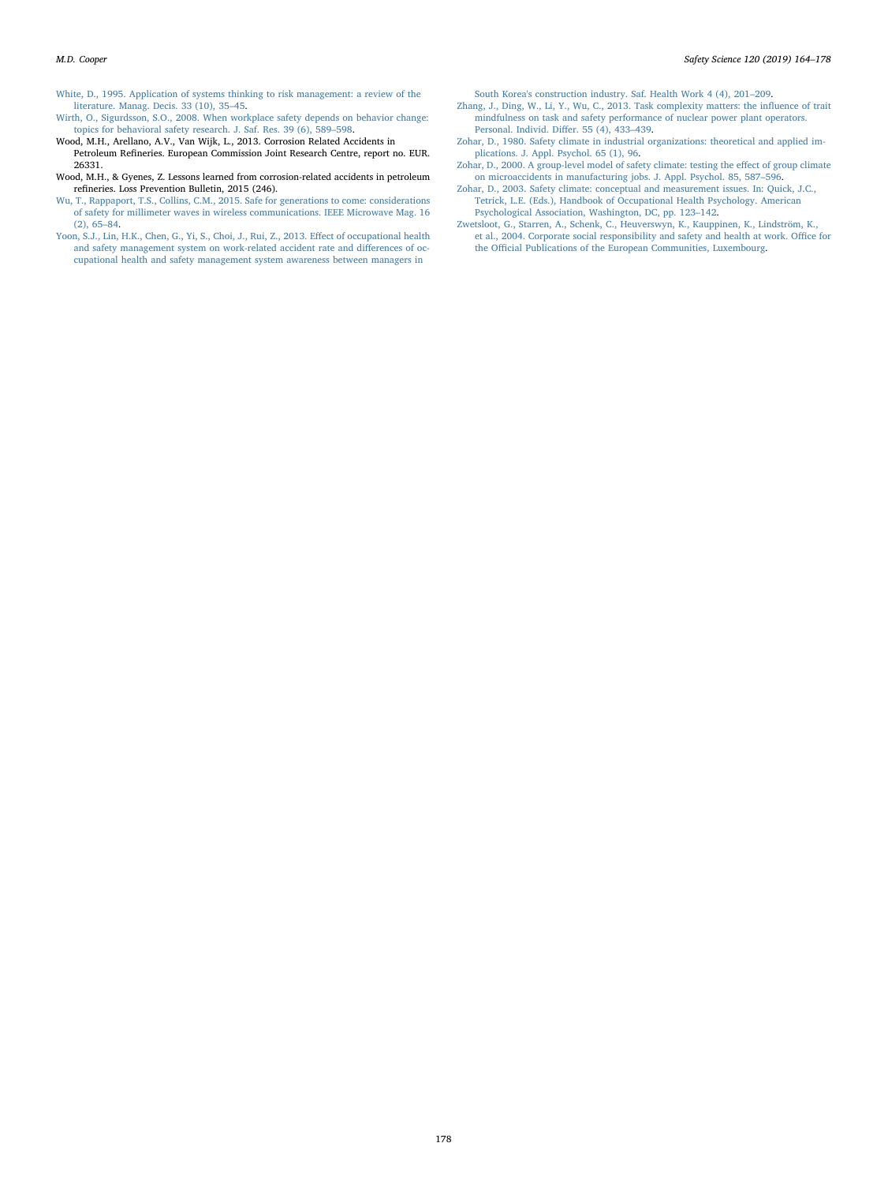White, D., 1995. Application of systems thinking to risk management: a review of the literature. Manag. Decis. 33 (10), 35–45.

Wirth, O., Sigurdsson, S.O., 2008. When workplace safety depends on behavior change: topics for behavioral safety research. J. Saf. Res. 39 (6), 589–598.

Wood, M.H., Arellano, A.V., Van Wijk, L., 2013. Corrosion Related Accidents in Petroleum Refineries. European Commission Joint Research Centre, report no. EUR. 26331.

Wood, M.H., & Gyenes, Z. Lessons learned from corrosion-related accidents in petroleum refineries. Loss Prevention Bulletin, 2015 (246).

Wu, T., Rappaport, T.S., Collins, C.M., 2015. Safe for generations to come: considerations of safety for millimeter waves in wireless communications. IEEE Microwave Mag. 16 (2), 65–84.

Yoon, S.J., Lin, H.K., Chen, G., Yi, S., Choi, J., Rui, Z., 2013. Effect of occupational health and safety management system on work-related accident rate and differences of occupational health and safety management system awareness between managers in South Korea's construction industry. Saf. Health Work 4 (4), 201–209.

Zhang, J., Ding, W., Li, Y., Wu, C., 2013. Task complexity matters: the influence of trait mindfulness on task and safety performance of nuclear power plant operators. Personal. Individ. Differ. 55 (4), 433–439.

Zohar, D., 1980. Safety climate in industrial organizations: theoretical and applied implications. J. Appl. Psychol. 65 (1), 96.

Zohar, D., 2000. A group-level model of safety climate: testing the effect of group climate on microaccidents in manufacturing jobs. J. Appl. Psychol. 85, 587–596.

Zohar, D., 2003. Safety climate: conceptual and measurement issues. In: Quick, J.C., Tetrick, L.E. (Eds.), Handbook of Occupational Health Psychology. American Psychological Association, Washington, DC, pp. 123–142.

Zwetsloot, G., Starren, A., Schenk, C., Heuverswyn, K., Kauppinen, K., Lindström, K., et al., 2004. Corporate social responsibility and safety and health at work. Office for the Official Publications of the European Communities, Luxembourg.